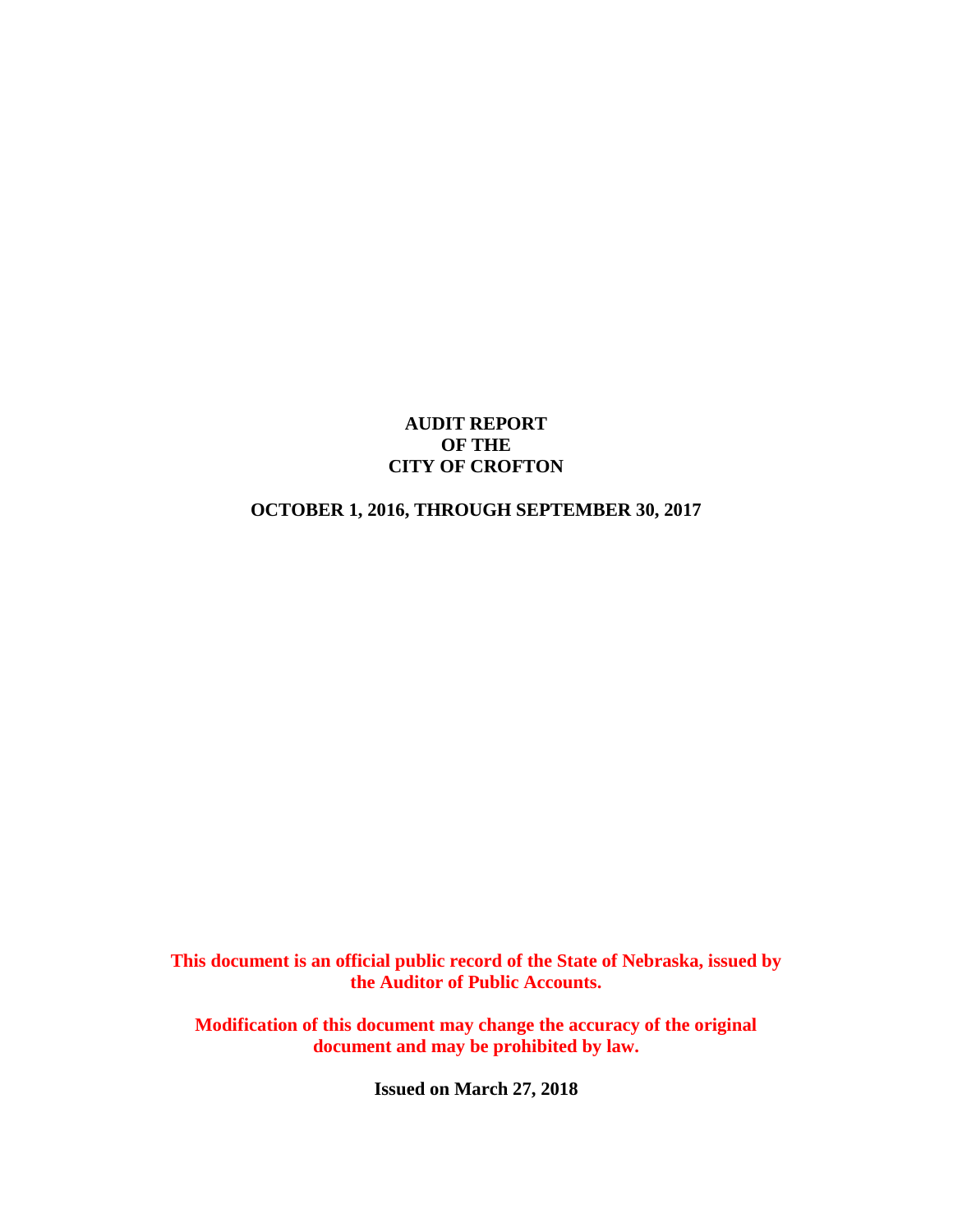# AUDIT REPORT
# OF THE
# CITY OF CROFTON

## OCTOBER 1, 2016, THROUGH SEPTEMBER 30, 2017

**This document is an official public record of the State of Nebraska, issued by the Auditor of Public Accounts.**

**Modification of this document may change the accuracy of the original document and may be prohibited by law.**

**Issued on March 27, 2018**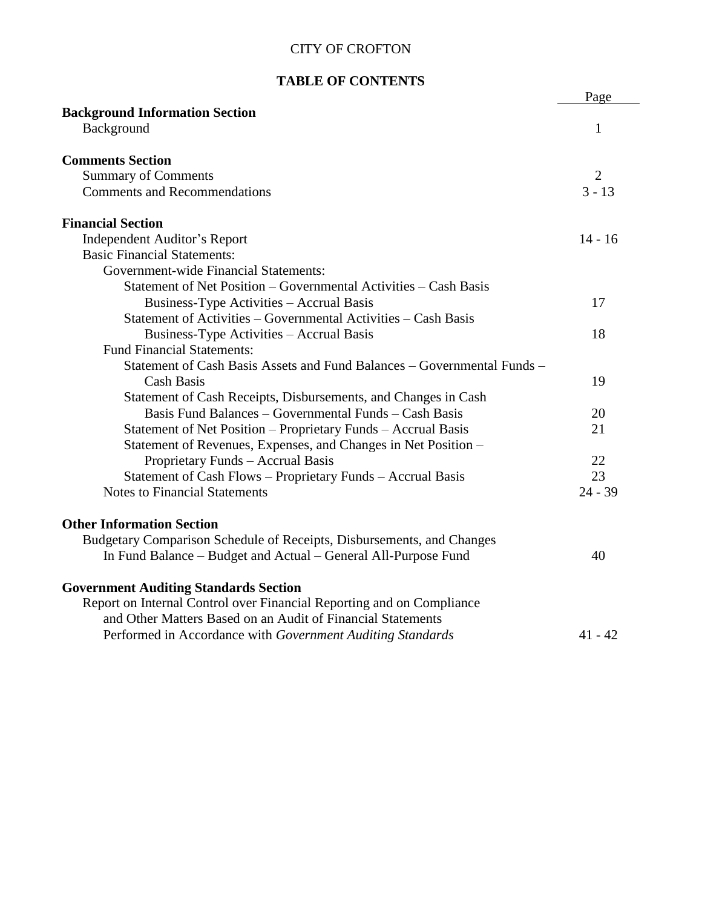CITY OF CROFTON

**TABLE OF CONTENTS**

| | Page |
|---|---|
| **Background Information Section** | |
| Background | 1 |
| **Comments Section** | |
| Summary of Comments | 2 |
| Comments and Recommendations | 3 - 13 |
| **Financial Section** | |
| Independent Auditor's Report | 14 - 16 |
| Basic Financial Statements: | |
| Government-wide Financial Statements: | |
| Statement of Net Position – Governmental Activities – Cash Basis Business-Type Activities – Accrual Basis | 17 |
| Statement of Activities – Governmental Activities – Cash Basis Business-Type Activities – Accrual Basis | 18 |
| Fund Financial Statements: | |
| Statement of Cash Basis Assets and Fund Balances – Governmental Funds – Cash Basis | 19 |
| Statement of Cash Receipts, Disbursements, and Changes in Cash Basis Fund Balances – Governmental Funds – Cash Basis | 20 |
| Statement of Net Position – Proprietary Funds – Accrual Basis | 21 |
| Statement of Revenues, Expenses, and Changes in Net Position – Proprietary Funds – Accrual Basis | 22 |
| Statement of Cash Flows – Proprietary Funds – Accrual Basis | 23 |
| Notes to Financial Statements | 24 - 39 |
| **Other Information Section** | |
| Budgetary Comparison Schedule of Receipts, Disbursements, and Changes In Fund Balance – Budget and Actual – General All-Purpose Fund | 40 |
| **Government Auditing Standards Section** | |
| Report on Internal Control over Financial Reporting and on Compliance and Other Matters Based on an Audit of Financial Statements Performed in Accordance with *Government Auditing Standards* | 41 - 42 |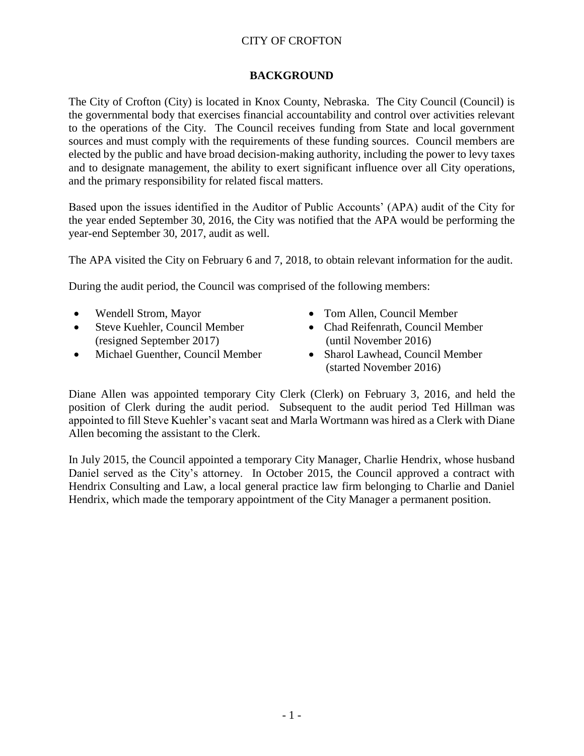CITY OF CROFTON

## BACKGROUND

The City of Crofton (City) is located in Knox County, Nebraska. The City Council (Council) is the governmental body that exercises financial accountability and control over activities relevant to the operations of the City. The Council receives funding from State and local government sources and must comply with the requirements of these funding sources. Council members are elected by the public and have broad decision-making authority, including the power to levy taxes and to designate management, the ability to exert significant influence over all City operations, and the primary responsibility for related fiscal matters.

Based upon the issues identified in the Auditor of Public Accounts' (APA) audit of the City for the year ended September 30, 2016, the City was notified that the APA would be performing the year-end September 30, 2017, audit as well.

The APA visited the City on February 6 and 7, 2018, to obtain relevant information for the audit.

During the audit period, the Council was comprised of the following members:

- Wendell Strom, Mayor
- Steve Kuehler, Council Member (resigned September 2017)
- Michael Guenther, Council Member
- Tom Allen, Council Member
- Chad Reifenrath, Council Member (until November 2016)
- Sharol Lawhead, Council Member (started November 2016)

Diane Allen was appointed temporary City Clerk (Clerk) on February 3, 2016, and held the position of Clerk during the audit period. Subsequent to the audit period Ted Hillman was appointed to fill Steve Kuehler's vacant seat and Marla Wortmann was hired as a Clerk with Diane Allen becoming the assistant to the Clerk.

In July 2015, the Council appointed a temporary City Manager, Charlie Hendrix, whose husband Daniel served as the City's attorney. In October 2015, the Council approved a contract with Hendrix Consulting and Law, a local general practice law firm belonging to Charlie and Daniel Hendrix, which made the temporary appointment of the City Manager a permanent position.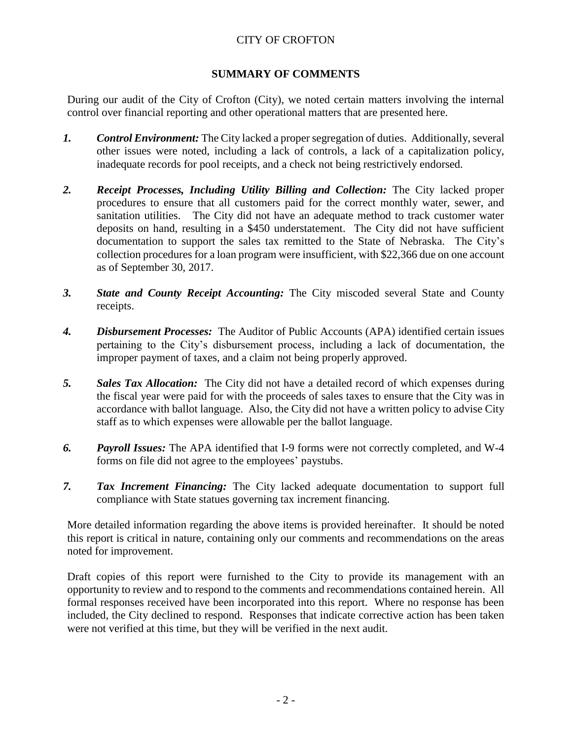CITY OF CROFTON

## SUMMARY OF COMMENTS

During our audit of the City of Crofton (City), we noted certain matters involving the internal control over financial reporting and other operational matters that are presented here.

1. ***Control Environment:*** The City lacked a proper segregation of duties. Additionally, several other issues were noted, including a lack of controls, a lack of a capitalization policy, inadequate records for pool receipts, and a check not being restrictively endorsed.

2. ***Receipt Processes, Including Utility Billing and Collection:*** The City lacked proper procedures to ensure that all customers paid for the correct monthly water, sewer, and sanitation utilities. The City did not have an adequate method to track customer water deposits on hand, resulting in a $450 understatement. The City did not have sufficient documentation to support the sales tax remitted to the State of Nebraska. The City's collection procedures for a loan program were insufficient, with $22,366 due on one account as of September 30, 2017.

3. ***State and County Receipt Accounting:*** The City miscoded several State and County receipts.

4. ***Disbursement Processes:*** The Auditor of Public Accounts (APA) identified certain issues pertaining to the City's disbursement process, including a lack of documentation, the improper payment of taxes, and a claim not being properly approved.

5. ***Sales Tax Allocation:*** The City did not have a detailed record of which expenses during the fiscal year were paid for with the proceeds of sales taxes to ensure that the City was in accordance with ballot language. Also, the City did not have a written policy to advise City staff as to which expenses were allowable per the ballot language.

6. ***Payroll Issues:*** The APA identified that I-9 forms were not correctly completed, and W-4 forms on file did not agree to the employees' paystubs.

7. ***Tax Increment Financing:*** The City lacked adequate documentation to support full compliance with State statues governing tax increment financing.

More detailed information regarding the above items is provided hereinafter. It should be noted this report is critical in nature, containing only our comments and recommendations on the areas noted for improvement.

Draft copies of this report were furnished to the City to provide its management with an opportunity to review and to respond to the comments and recommendations contained herein. All formal responses received have been incorporated into this report. Where no response has been included, the City declined to respond. Responses that indicate corrective action has been taken were not verified at this time, but they will be verified in the next audit.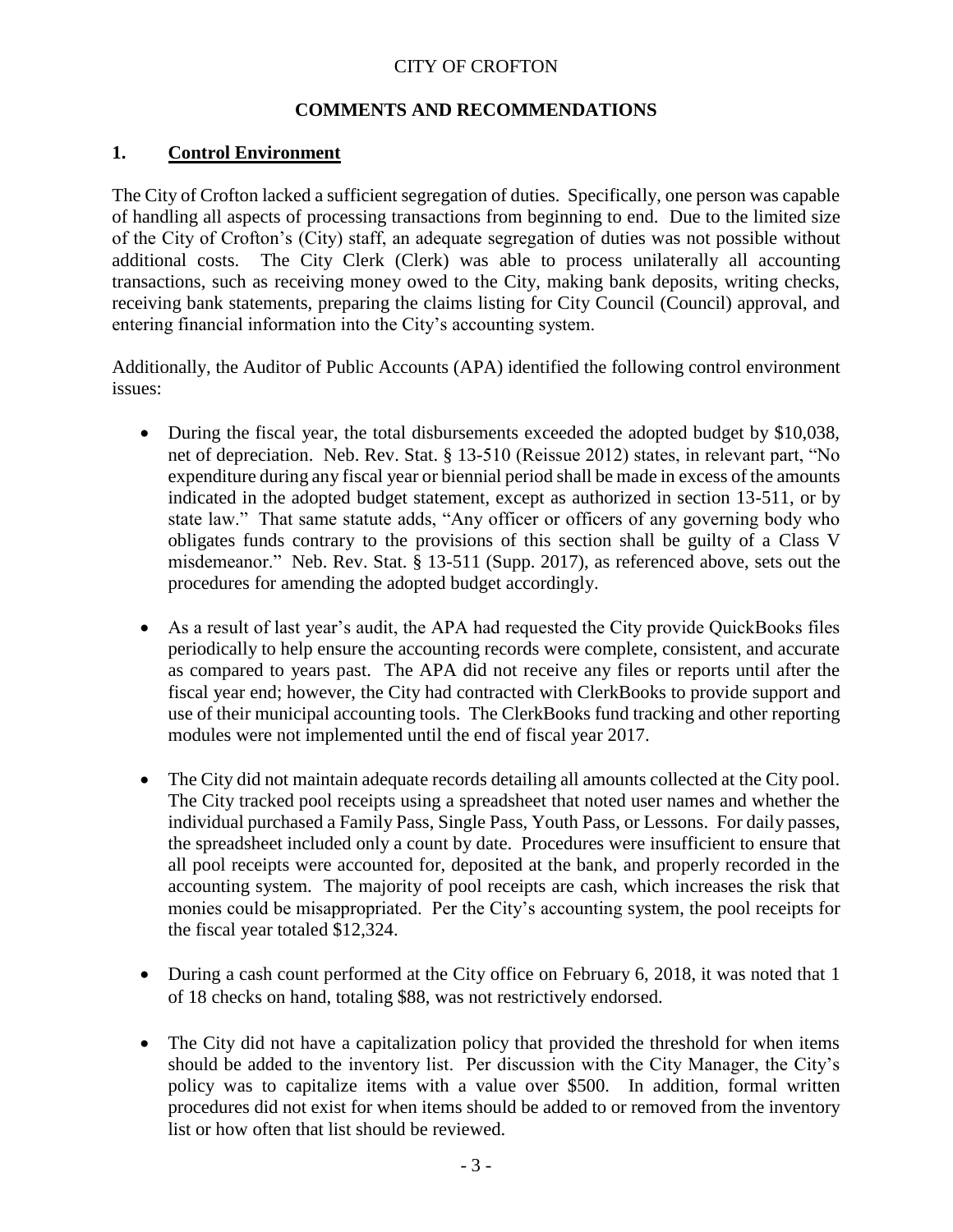CITY OF CROFTON

**COMMENTS AND RECOMMENDATIONS**

## 1. Control Environment

The City of Crofton lacked a sufficient segregation of duties. Specifically, one person was capable of handling all aspects of processing transactions from beginning to end. Due to the limited size of the City of Crofton's (City) staff, an adequate segregation of duties was not possible without additional costs. The City Clerk (Clerk) was able to process unilaterally all accounting transactions, such as receiving money owed to the City, making bank deposits, writing checks, receiving bank statements, preparing the claims listing for City Council (Council) approval, and entering financial information into the City's accounting system.

Additionally, the Auditor of Public Accounts (APA) identified the following control environment issues:

- During the fiscal year, the total disbursements exceeded the adopted budget by $10,038, net of depreciation. Neb. Rev. Stat. § 13-510 (Reissue 2012) states, in relevant part, "No expenditure during any fiscal year or biennial period shall be made in excess of the amounts indicated in the adopted budget statement, except as authorized in section 13-511, or by state law." That same statute adds, "Any officer or officers of any governing body who obligates funds contrary to the provisions of this section shall be guilty of a Class V misdemeanor." Neb. Rev. Stat. § 13-511 (Supp. 2017), as referenced above, sets out the procedures for amending the adopted budget accordingly.
- As a result of last year's audit, the APA had requested the City provide QuickBooks files periodically to help ensure the accounting records were complete, consistent, and accurate as compared to years past. The APA did not receive any files or reports until after the fiscal year end; however, the City had contracted with ClerkBooks to provide support and use of their municipal accounting tools. The ClerkBooks fund tracking and other reporting modules were not implemented until the end of fiscal year 2017.
- The City did not maintain adequate records detailing all amounts collected at the City pool. The City tracked pool receipts using a spreadsheet that noted user names and whether the individual purchased a Family Pass, Single Pass, Youth Pass, or Lessons. For daily passes, the spreadsheet included only a count by date. Procedures were insufficient to ensure that all pool receipts were accounted for, deposited at the bank, and properly recorded in the accounting system. The majority of pool receipts are cash, which increases the risk that monies could be misappropriated. Per the City's accounting system, the pool receipts for the fiscal year totaled $12,324.
- During a cash count performed at the City office on February 6, 2018, it was noted that 1 of 18 checks on hand, totaling $88, was not restrictively endorsed.
- The City did not have a capitalization policy that provided the threshold for when items should be added to the inventory list. Per discussion with the City Manager, the City's policy was to capitalize items with a value over $500. In addition, formal written procedures did not exist for when items should be added to or removed from the inventory list or how often that list should be reviewed.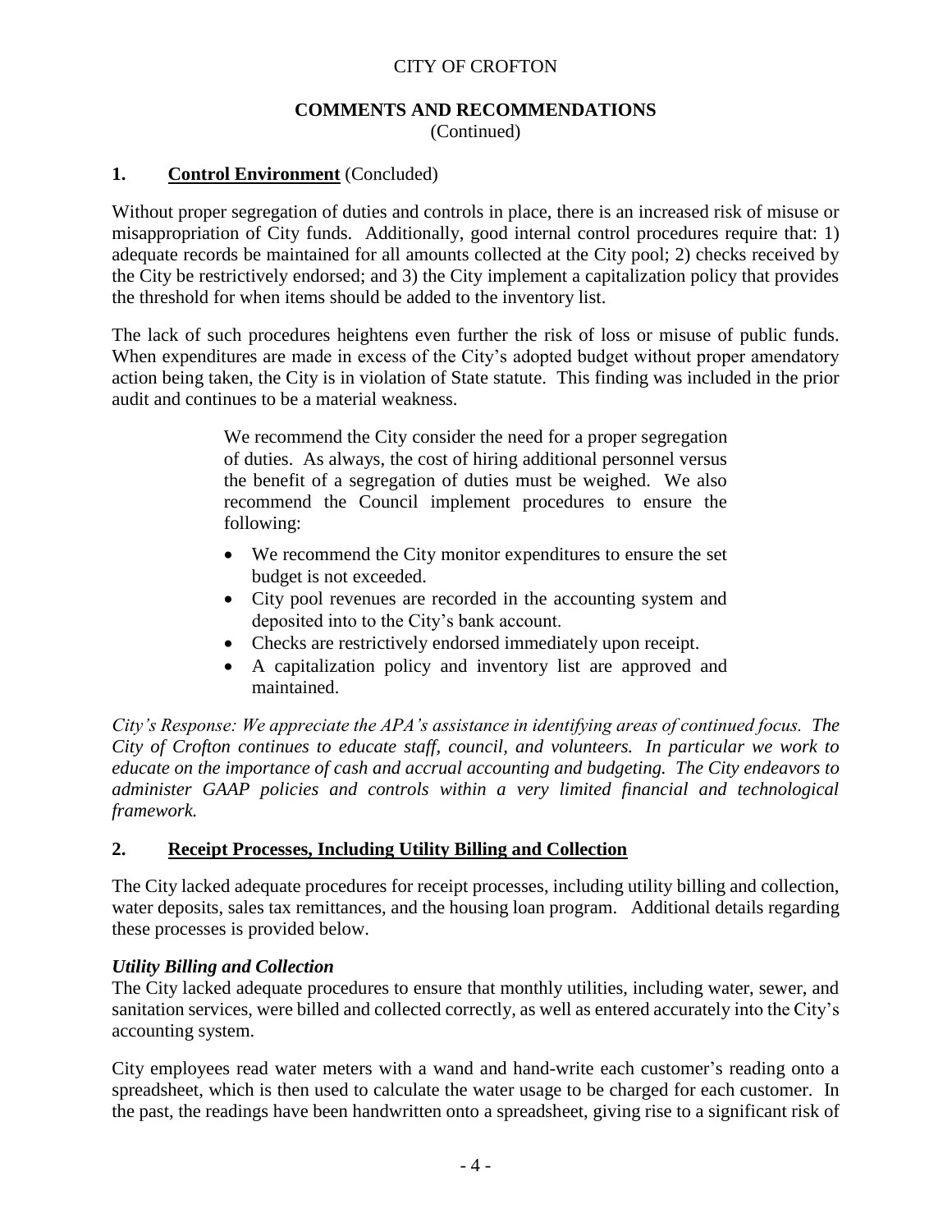## 1. Control Environment (Concluded)

Without proper segregation of duties and controls in place, there is an increased risk of misuse or misappropriation of City funds. Additionally, good internal control procedures require that: 1) adequate records be maintained for all amounts collected at the City pool; 2) checks received by the City be restrictively endorsed; and 3) the City implement a capitalization policy that provides the threshold for when items should be added to the inventory list.

The lack of such procedures heightens even further the risk of loss or misuse of public funds. When expenditures are made in excess of the City's adopted budget without proper amendatory action being taken, the City is in violation of State statute. This finding was included in the prior audit and continues to be a material weakness.

> We recommend the City consider the need for a proper segregation of duties. As always, the cost of hiring additional personnel versus the benefit of a segregation of duties must be weighed. We also recommend the Council implement procedures to ensure the following:
>
> - We recommend the City monitor expenditures to ensure the set budget is not exceeded.
> - City pool revenues are recorded in the accounting system and deposited into to the City's bank account.
> - Checks are restrictively endorsed immediately upon receipt.
> - A capitalization policy and inventory list are approved and maintained.

*City's Response: We appreciate the APA's assistance in identifying areas of continued focus. The City of Crofton continues to educate staff, council, and volunteers. In particular we work to educate on the importance of cash and accrual accounting and budgeting. The City endeavors to administer GAAP policies and controls within a very limited financial and technological framework.*

## 2. Receipt Processes, Including Utility Billing and Collection

The City lacked adequate procedures for receipt processes, including utility billing and collection, water deposits, sales tax remittances, and the housing loan program. Additional details regarding these processes is provided below.

### *Utility Billing and Collection*

The City lacked adequate procedures to ensure that monthly utilities, including water, sewer, and sanitation services, were billed and collected correctly, as well as entered accurately into the City's accounting system.

City employees read water meters with a wand and hand-write each customer's reading onto a spreadsheet, which is then used to calculate the water usage to be charged for each customer. In the past, the readings have been handwritten onto a spreadsheet, giving rise to a significant risk of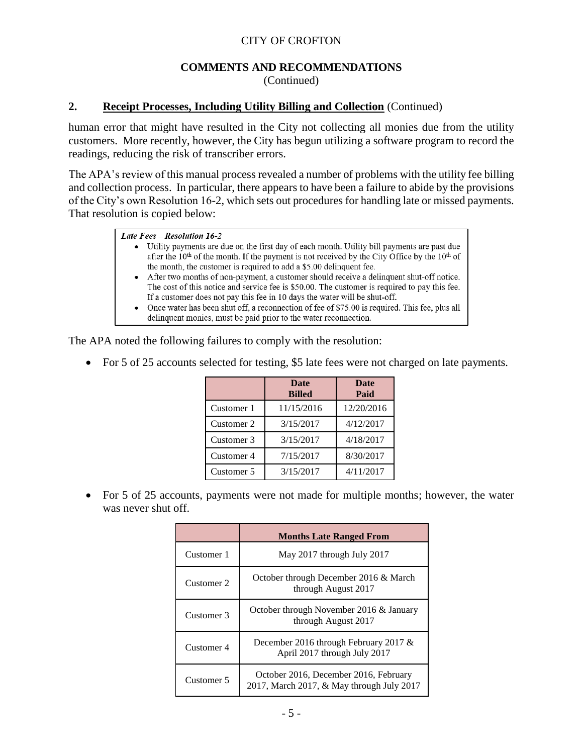# CITY OF CROFTON

## COMMENTS AND RECOMMENDATIONS
(Continued)

### 2. Receipt Processes, Including Utility Billing and Collection (Continued)

human error that might have resulted in the City not collecting all monies due from the utility customers. More recently, however, the City has begun utilizing a software program to record the readings, reducing the risk of transcriber errors.

The APA's review of this manual process revealed a number of problems with the utility fee billing and collection process. In particular, there appears to have been a failure to abide by the provisions of the City's own Resolution 16-2, which sets out procedures for handling late or missed payments. That resolution is copied below:

> ***Late Fees – Resolution 16-2***
>
> - Utility payments are due on the first day of each month. Utility bill payments are past due after the 10th of the month. If the payment is not received by the City Office by the 10th of the month, the customer is required to add a $5.00 delinquent fee.
> - After two months of non-payment, a customer should receive a delinquent shut-off notice. The cost of this notice and service fee is $50.00. The customer is required to pay this fee. If a customer does not pay this fee in 10 days the water will be shut-off.
> - Once water has been shut off, a reconnection of fee of $75.00 is required. This fee, plus all delinquent monies, must be paid prior to the water reconnection.

The APA noted the following failures to comply with the resolution:

- For 5 of 25 accounts selected for testing, $5 late fees were not charged on late payments.

| | Date Billed | Date Paid |
|---|---|---|
| Customer 1 | 11/15/2016 | 12/20/2016 |
| Customer 2 | 3/15/2017 | 4/12/2017 |
| Customer 3 | 3/15/2017 | 4/18/2017 |
| Customer 4 | 7/15/2017 | 8/30/2017 |
| Customer 5 | 3/15/2017 | 4/11/2017 |

- For 5 of 25 accounts, payments were not made for multiple months; however, the water was never shut off.

| | Months Late Ranged From |
|---|---|
| Customer 1 | May 2017 through July 2017 |
| Customer 2 | October through December 2016 & March through August 2017 |
| Customer 3 | October through November 2016 & January through August 2017 |
| Customer 4 | December 2016 through February 2017 & April 2017 through July 2017 |
| Customer 5 | October 2016, December 2016, February 2017, March 2017, & May through July 2017 |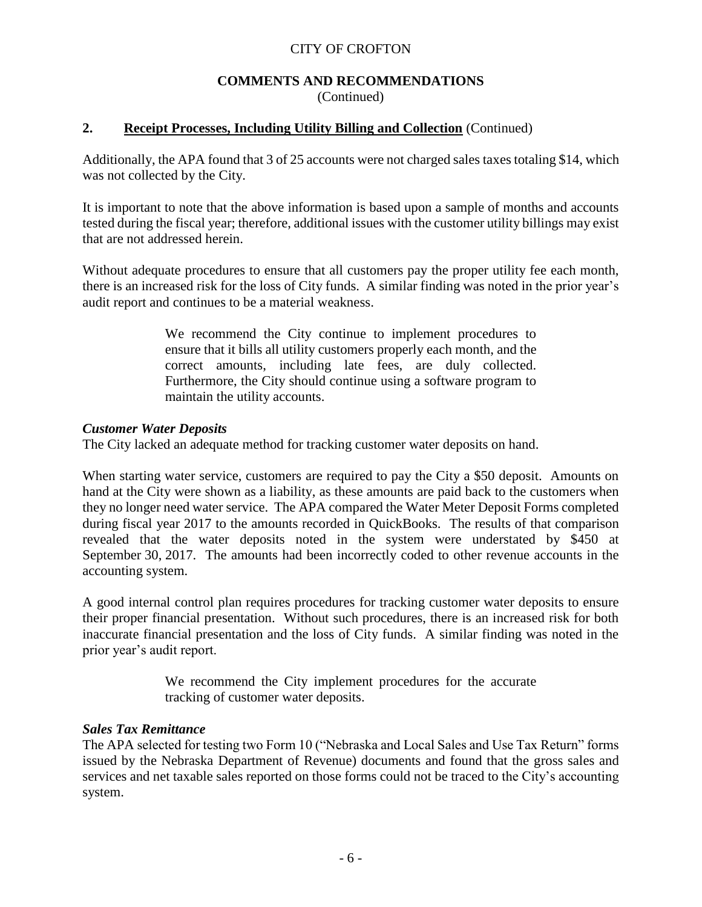## 2. Receipt Processes, Including Utility Billing and Collection (Continued)

Additionally, the APA found that 3 of 25 accounts were not charged sales taxes totaling $14, which was not collected by the City.

It is important to note that the above information is based upon a sample of months and accounts tested during the fiscal year; therefore, additional issues with the customer utility billings may exist that are not addressed herein.

Without adequate procedures to ensure that all customers pay the proper utility fee each month, there is an increased risk for the loss of City funds. A similar finding was noted in the prior year's audit report and continues to be a material weakness.

> We recommend the City continue to implement procedures to ensure that it bills all utility customers properly each month, and the correct amounts, including late fees, are duly collected. Furthermore, the City should continue using a software program to maintain the utility accounts.

***Customer Water Deposits***

The City lacked an adequate method for tracking customer water deposits on hand.

When starting water service, customers are required to pay the City a $50 deposit. Amounts on hand at the City were shown as a liability, as these amounts are paid back to the customers when they no longer need water service. The APA compared the Water Meter Deposit Forms completed during fiscal year 2017 to the amounts recorded in QuickBooks. The results of that comparison revealed that the water deposits noted in the system were understated by $450 at September 30, 2017. The amounts had been incorrectly coded to other revenue accounts in the accounting system.

A good internal control plan requires procedures for tracking customer water deposits to ensure their proper financial presentation. Without such procedures, there is an increased risk for both inaccurate financial presentation and the loss of City funds. A similar finding was noted in the prior year's audit report.

> We recommend the City implement procedures for the accurate tracking of customer water deposits.

***Sales Tax Remittance***

The APA selected for testing two Form 10 ("Nebraska and Local Sales and Use Tax Return" forms issued by the Nebraska Department of Revenue) documents and found that the gross sales and services and net taxable sales reported on those forms could not be traced to the City's accounting system.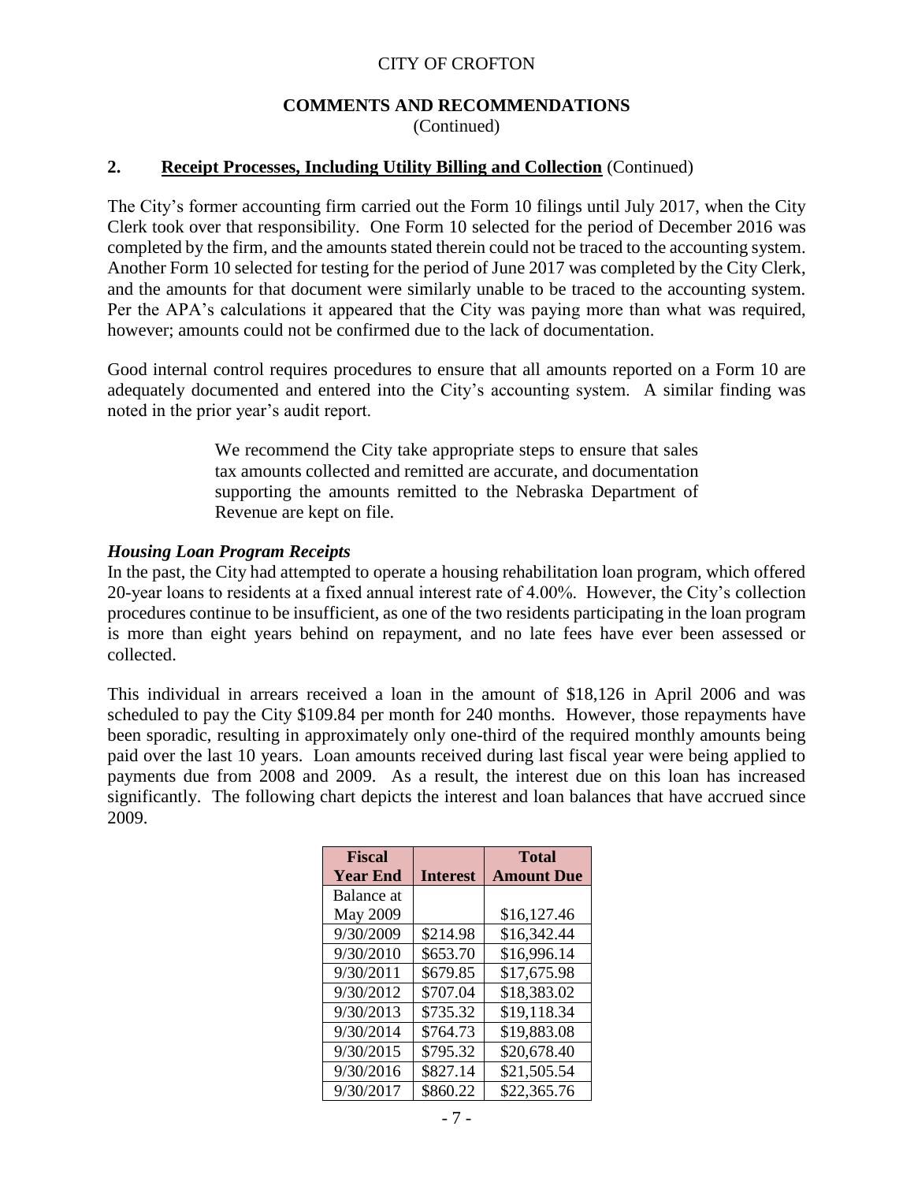CITY OF CROFTON

**COMMENTS AND RECOMMENDATIONS**
(Continued)

**2. Receipt Processes, Including Utility Billing and Collection** (Continued)

The City's former accounting firm carried out the Form 10 filings until July 2017, when the City Clerk took over that responsibility. One Form 10 selected for the period of December 2016 was completed by the firm, and the amounts stated therein could not be traced to the accounting system. Another Form 10 selected for testing for the period of June 2017 was completed by the City Clerk, and the amounts for that document were similarly unable to be traced to the accounting system. Per the APA's calculations it appeared that the City was paying more than what was required, however; amounts could not be confirmed due to the lack of documentation.

Good internal control requires procedures to ensure that all amounts reported on a Form 10 are adequately documented and entered into the City's accounting system. A similar finding was noted in the prior year's audit report.

> We recommend the City take appropriate steps to ensure that sales tax amounts collected and remitted are accurate, and documentation supporting the amounts remitted to the Nebraska Department of Revenue are kept on file.

***Housing Loan Program Receipts***

In the past, the City had attempted to operate a housing rehabilitation loan program, which offered 20-year loans to residents at a fixed annual interest rate of 4.00%. However, the City's collection procedures continue to be insufficient, as one of the two residents participating in the loan program is more than eight years behind on repayment, and no late fees have ever been assessed or collected.

This individual in arrears received a loan in the amount of $18,126 in April 2006 and was scheduled to pay the City $109.84 per month for 240 months. However, those repayments have been sporadic, resulting in approximately only one-third of the required monthly amounts being paid over the last 10 years. Loan amounts received during last fiscal year were being applied to payments due from 2008 and 2009. As a result, the interest due on this loan has increased significantly. The following chart depicts the interest and loan balances that have accrued since 2009.

| Fiscal Year End | Interest | Total Amount Due |
|---|---|---|
| Balance at May 2009 | | $16,127.46 |
| 9/30/2009 | $214.98 | $16,342.44 |
| 9/30/2010 | $653.70 | $16,996.14 |
| 9/30/2011 | $679.85 | $17,675.98 |
| 9/30/2012 | $707.04 | $18,383.02 |
| 9/30/2013 | $735.32 | $19,118.34 |
| 9/30/2014 | $764.73 | $19,883.08 |
| 9/30/2015 | $795.32 | $20,678.40 |
| 9/30/2016 | $827.14 | $21,505.54 |
| 9/30/2017 | $860.22 | $22,365.76 |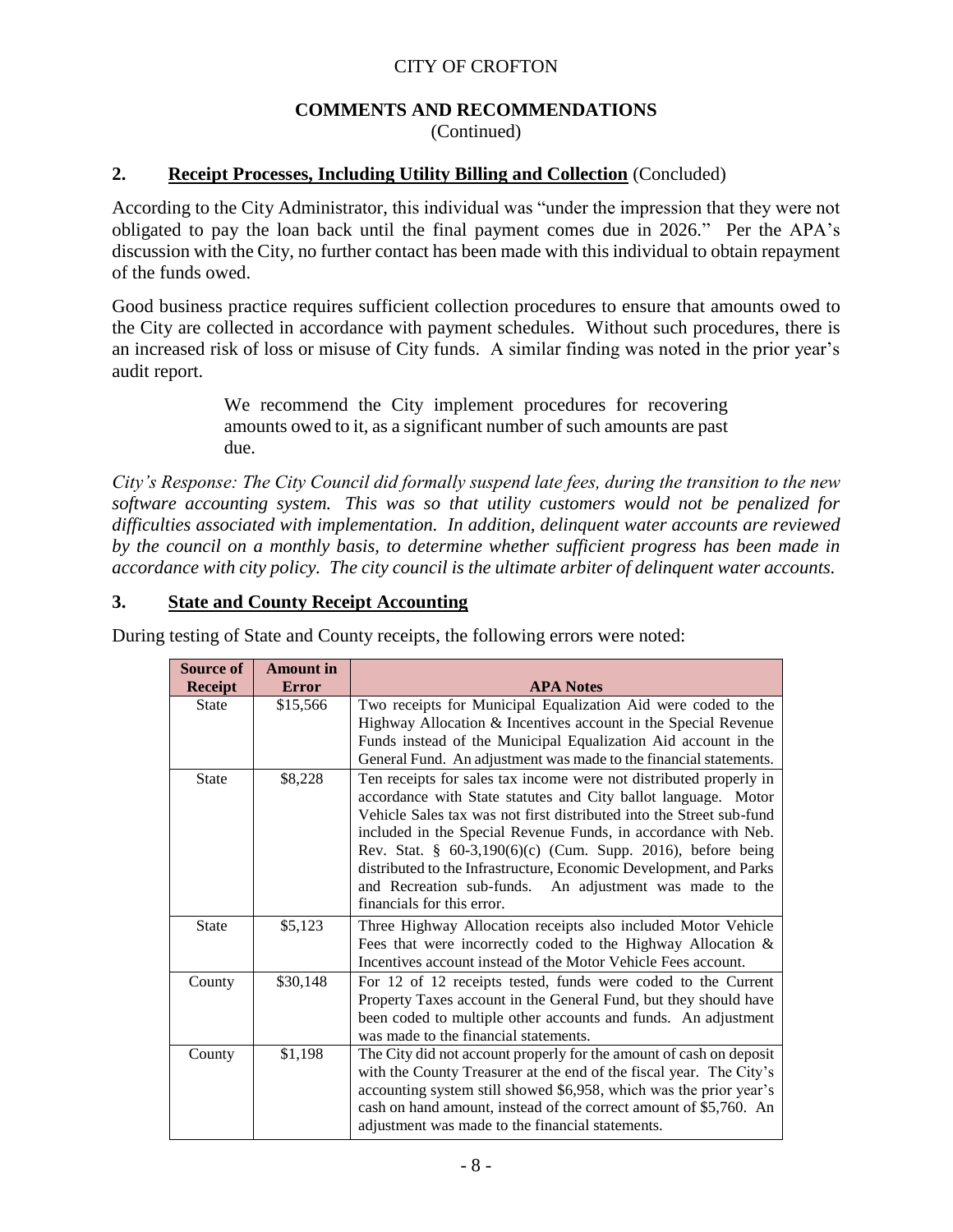CITY OF CROFTON

**COMMENTS AND RECOMMENDATIONS**
(Continued)

## 2. Receipt Processes, Including Utility Billing and Collection (Concluded)

According to the City Administrator, this individual was "under the impression that they were not obligated to pay the loan back until the final payment comes due in 2026." Per the APA's discussion with the City, no further contact has been made with this individual to obtain repayment of the funds owed.

Good business practice requires sufficient collection procedures to ensure that amounts owed to the City are collected in accordance with payment schedules. Without such procedures, there is an increased risk of loss or misuse of City funds. A similar finding was noted in the prior year's audit report.

> We recommend the City implement procedures for recovering amounts owed to it, as a significant number of such amounts are past due.

*City's Response: The City Council did formally suspend late fees, during the transition to the new software accounting system. This was so that utility customers would not be penalized for difficulties associated with implementation. In addition, delinquent water accounts are reviewed by the council on a monthly basis, to determine whether sufficient progress has been made in accordance with city policy. The city council is the ultimate arbiter of delinquent water accounts.*

## 3. State and County Receipt Accounting

During testing of State and County receipts, the following errors were noted:

| Source of Receipt | Amount in Error | APA Notes |
|---|---|---|
| State | $15,566 | Two receipts for Municipal Equalization Aid were coded to the Highway Allocation & Incentives account in the Special Revenue Funds instead of the Municipal Equalization Aid account in the General Fund. An adjustment was made to the financial statements. |
| State | $8,228 | Ten receipts for sales tax income were not distributed properly in accordance with State statutes and City ballot language. Motor Vehicle Sales tax was not first distributed into the Street sub-fund included in the Special Revenue Funds, in accordance with Neb. Rev. Stat. § 60-3,190(6)(c) (Cum. Supp. 2016), before being distributed to the Infrastructure, Economic Development, and Parks and Recreation sub-funds. An adjustment was made to the financials for this error. |
| State | $5,123 | Three Highway Allocation receipts also included Motor Vehicle Fees that were incorrectly coded to the Highway Allocation & Incentives account instead of the Motor Vehicle Fees account. |
| County | $30,148 | For 12 of 12 receipts tested, funds were coded to the Current Property Taxes account in the General Fund, but they should have been coded to multiple other accounts and funds. An adjustment was made to the financial statements. |
| County | $1,198 | The City did not account properly for the amount of cash on deposit with the County Treasurer at the end of the fiscal year. The City's accounting system still showed $6,958, which was the prior year's cash on hand amount, instead of the correct amount of $5,760. An adjustment was made to the financial statements. |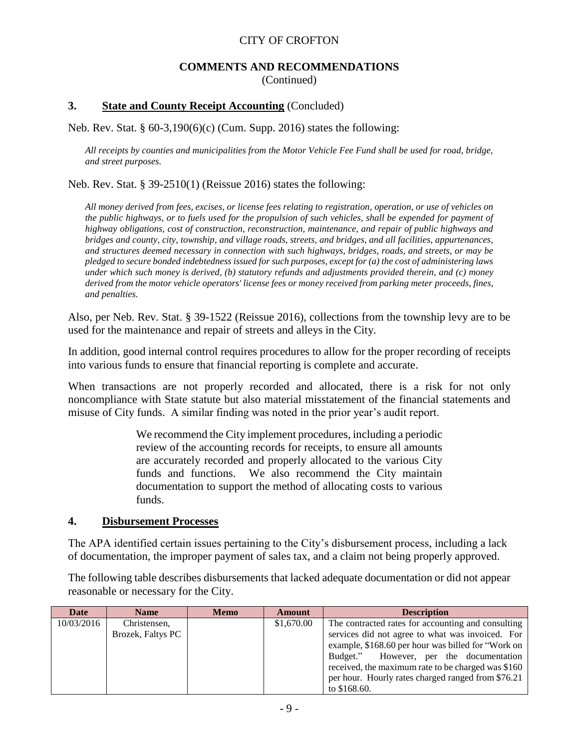CITY OF CROFTON

**COMMENTS AND RECOMMENDATIONS**
(Continued)

## 3. State and County Receipt Accounting (Concluded)

Neb. Rev. Stat. § 60-3,190(6)(c) (Cum. Supp. 2016) states the following:

*All receipts by counties and municipalities from the Motor Vehicle Fee Fund shall be used for road, bridge, and street purposes.*

Neb. Rev. Stat. § 39-2510(1) (Reissue 2016) states the following:

*All money derived from fees, excises, or license fees relating to registration, operation, or use of vehicles on the public highways, or to fuels used for the propulsion of such vehicles, shall be expended for payment of highway obligations, cost of construction, reconstruction, maintenance, and repair of public highways and bridges and county, city, township, and village roads, streets, and bridges, and all facilities, appurtenances, and structures deemed necessary in connection with such highways, bridges, roads, and streets, or may be pledged to secure bonded indebtedness issued for such purposes, except for (a) the cost of administering laws under which such money is derived, (b) statutory refunds and adjustments provided therein, and (c) money derived from the motor vehicle operators' license fees or money received from parking meter proceeds, fines, and penalties.*

Also, per Neb. Rev. Stat. § 39-1522 (Reissue 2016), collections from the township levy are to be used for the maintenance and repair of streets and alleys in the City.

In addition, good internal control requires procedures to allow for the proper recording of receipts into various funds to ensure that financial reporting is complete and accurate.

When transactions are not properly recorded and allocated, there is a risk for not only noncompliance with State statute but also material misstatement of the financial statements and misuse of City funds. A similar finding was noted in the prior year's audit report.

> We recommend the City implement procedures, including a periodic review of the accounting records for receipts, to ensure all amounts are accurately recorded and properly allocated to the various City funds and functions. We also recommend the City maintain documentation to support the method of allocating costs to various funds.

## 4. Disbursement Processes

The APA identified certain issues pertaining to the City's disbursement process, including a lack of documentation, the improper payment of sales tax, and a claim not being properly approved.

The following table describes disbursements that lacked adequate documentation or did not appear reasonable or necessary for the City.

| Date | Name | Memo | Amount | Description |
|---|---|---|---|---|
| 10/03/2016 | Christensen, Brozek, Faltys PC | | $1,670.00 | The contracted rates for accounting and consulting services did not agree to what was invoiced. For example, $168.60 per hour was billed for "Work on Budget." However, per the documentation received, the maximum rate to be charged was $160 per hour. Hourly rates charged ranged from $76.21 to $168.60. |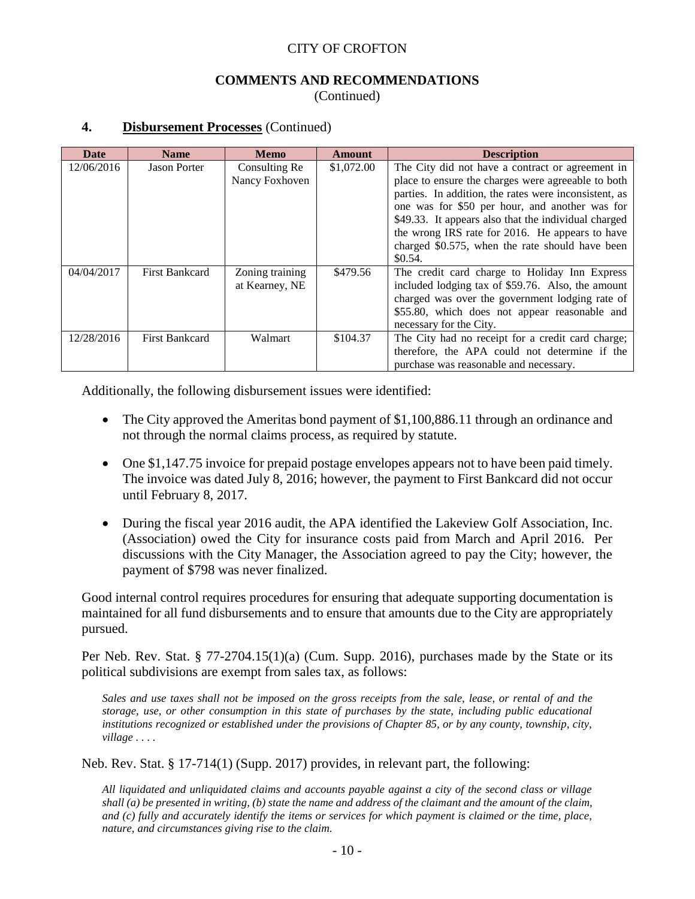CITY OF CROFTON

**COMMENTS AND RECOMMENDATIONS**
(Continued)

**4. Disbursement Processes** (Continued)

| Date | Name | Memo | Amount | Description |
|---|---|---|---|---|
| 12/06/2016 | Jason Porter | Consulting Re Nancy Foxhoven | $1,072.00 | The City did not have a contract or agreement in place to ensure the charges were agreeable to both parties. In addition, the rates were inconsistent, as one was for $50 per hour, and another was for $49.33. It appears also that the individual charged the wrong IRS rate for 2016. He appears to have charged $0.575, when the rate should have been $0.54. |
| 04/04/2017 | First Bankcard | Zoning training at Kearney, NE | $479.56 | The credit card charge to Holiday Inn Express included lodging tax of $59.76. Also, the amount charged was over the government lodging rate of $55.80, which does not appear reasonable and necessary for the City. |
| 12/28/2016 | First Bankcard | Walmart | $104.37 | The City had no receipt for a credit card charge; therefore, the APA could not determine if the purchase was reasonable and necessary. |

Additionally, the following disbursement issues were identified:

- The City approved the Ameritas bond payment of $1,100,886.11 through an ordinance and not through the normal claims process, as required by statute.
- One $1,147.75 invoice for prepaid postage envelopes appears not to have been paid timely. The invoice was dated July 8, 2016; however, the payment to First Bankcard did not occur until February 8, 2017.
- During the fiscal year 2016 audit, the APA identified the Lakeview Golf Association, Inc. (Association) owed the City for insurance costs paid from March and April 2016. Per discussions with the City Manager, the Association agreed to pay the City; however, the payment of $798 was never finalized.

Good internal control requires procedures for ensuring that adequate supporting documentation is maintained for all fund disbursements and to ensure that amounts due to the City are appropriately pursued.

Per Neb. Rev. Stat. § 77-2704.15(1)(a) (Cum. Supp. 2016), purchases made by the State or its political subdivisions are exempt from sales tax, as follows:

*Sales and use taxes shall not be imposed on the gross receipts from the sale, lease, or rental of and the storage, use, or other consumption in this state of purchases by the state, including public educational institutions recognized or established under the provisions of Chapter 85, or by any county, township, city, village . . . .*

Neb. Rev. Stat. § 17-714(1) (Supp. 2017) provides, in relevant part, the following:

*All liquidated and unliquidated claims and accounts payable against a city of the second class or village shall (a) be presented in writing, (b) state the name and address of the claimant and the amount of the claim, and (c) fully and accurately identify the items or services for which payment is claimed or the time, place, nature, and circumstances giving rise to the claim.*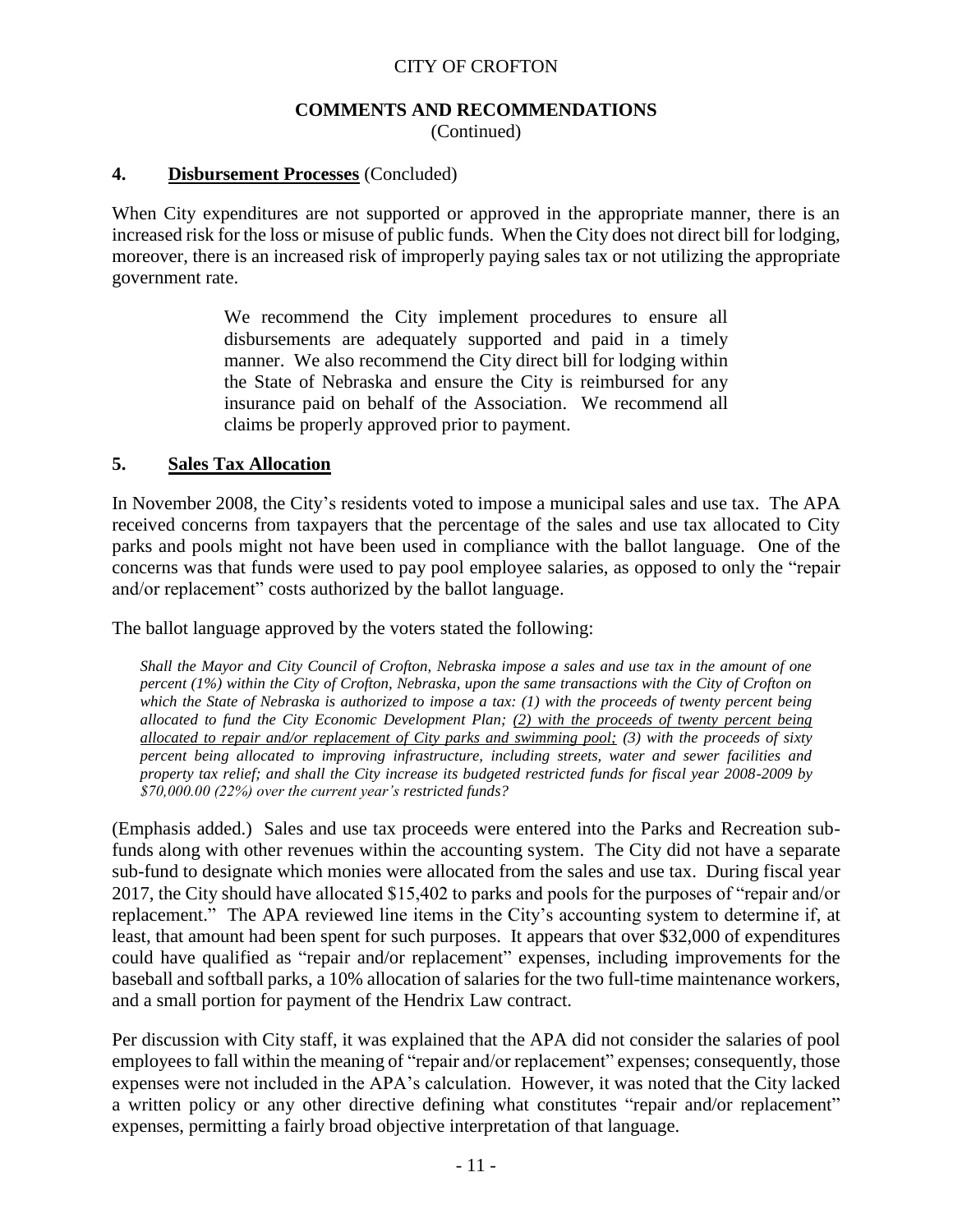## COMMENTS AND RECOMMENDATIONS
(Continued)

### 4. **Disbursement Processes** (Concluded)

When City expenditures are not supported or approved in the appropriate manner, there is an increased risk for the loss or misuse of public funds. When the City does not direct bill for lodging, moreover, there is an increased risk of improperly paying sales tax or not utilizing the appropriate government rate.

> We recommend the City implement procedures to ensure all disbursements are adequately supported and paid in a timely manner. We also recommend the City direct bill for lodging within the State of Nebraska and ensure the City is reimbursed for any insurance paid on behalf of the Association. We recommend all claims be properly approved prior to payment.

### 5. **Sales Tax Allocation**

In November 2008, the City's residents voted to impose a municipal sales and use tax. The APA received concerns from taxpayers that the percentage of the sales and use tax allocated to City parks and pools might not have been used in compliance with the ballot language. One of the concerns was that funds were used to pay pool employee salaries, as opposed to only the "repair and/or replacement" costs authorized by the ballot language.

The ballot language approved by the voters stated the following:

> *Shall the Mayor and City Council of Crofton, Nebraska impose a sales and use tax in the amount of one percent (1%) within the City of Crofton, Nebraska, upon the same transactions with the City of Crofton on which the State of Nebraska is authorized to impose a tax: (1) with the proceeds of twenty percent being allocated to fund the City Economic Development Plan; <u>(2) with the proceeds of twenty percent being allocated to repair and/or replacement of City parks and swimming pool;</u> (3) with the proceeds of sixty percent being allocated to improving infrastructure, including streets, water and sewer facilities and property tax relief; and shall the City increase its budgeted restricted funds for fiscal year 2008-2009 by $70,000.00 (22%) over the current year's restricted funds?*

(Emphasis added.) Sales and use tax proceeds were entered into the Parks and Recreation sub-funds along with other revenues within the accounting system. The City did not have a separate sub-fund to designate which monies were allocated from the sales and use tax. During fiscal year 2017, the City should have allocated $15,402 to parks and pools for the purposes of "repair and/or replacement." The APA reviewed line items in the City's accounting system to determine if, at least, that amount had been spent for such purposes. It appears that over $32,000 of expenditures could have qualified as "repair and/or replacement" expenses, including improvements for the baseball and softball parks, a 10% allocation of salaries for the two full-time maintenance workers, and a small portion for payment of the Hendrix Law contract.

Per discussion with City staff, it was explained that the APA did not consider the salaries of pool employees to fall within the meaning of "repair and/or replacement" expenses; consequently, those expenses were not included in the APA's calculation. However, it was noted that the City lacked a written policy or any other directive defining what constitutes "repair and/or replacement" expenses, permitting a fairly broad objective interpretation of that language.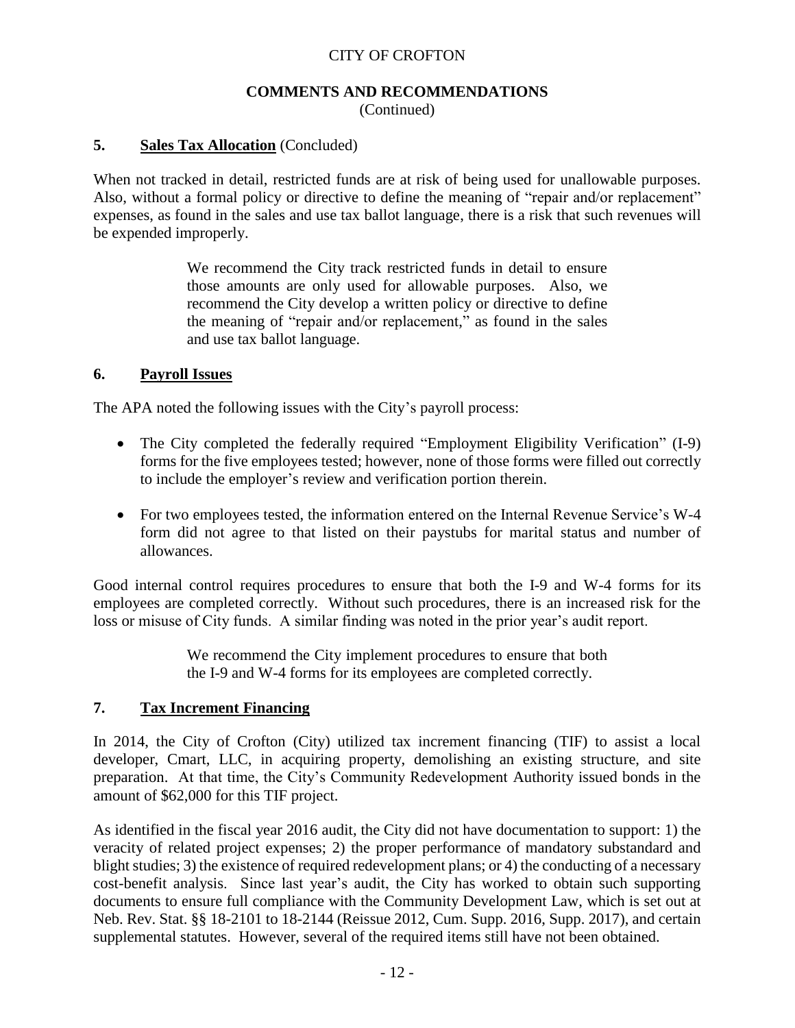## COMMENTS AND RECOMMENDATIONS
(Continued)

### 5. **Sales Tax Allocation** (Concluded)

When not tracked in detail, restricted funds are at risk of being used for unallowable purposes. Also, without a formal policy or directive to define the meaning of "repair and/or replacement" expenses, as found in the sales and use tax ballot language, there is a risk that such revenues will be expended improperly.

> We recommend the City track restricted funds in detail to ensure those amounts are only used for allowable purposes. Also, we recommend the City develop a written policy or directive to define the meaning of "repair and/or replacement," as found in the sales and use tax ballot language.

### 6. **Payroll Issues**

The APA noted the following issues with the City's payroll process:

- The City completed the federally required "Employment Eligibility Verification" (I-9) forms for the five employees tested; however, none of those forms were filled out correctly to include the employer's review and verification portion therein.
- For two employees tested, the information entered on the Internal Revenue Service's W-4 form did not agree to that listed on their paystubs for marital status and number of allowances.

Good internal control requires procedures to ensure that both the I-9 and W-4 forms for its employees are completed correctly. Without such procedures, there is an increased risk for the loss or misuse of City funds. A similar finding was noted in the prior year's audit report.

> We recommend the City implement procedures to ensure that both the I-9 and W-4 forms for its employees are completed correctly.

### 7. **Tax Increment Financing**

In 2014, the City of Crofton (City) utilized tax increment financing (TIF) to assist a local developer, Cmart, LLC, in acquiring property, demolishing an existing structure, and site preparation. At that time, the City's Community Redevelopment Authority issued bonds in the amount of $62,000 for this TIF project.

As identified in the fiscal year 2016 audit, the City did not have documentation to support: 1) the veracity of related project expenses; 2) the proper performance of mandatory substandard and blight studies; 3) the existence of required redevelopment plans; or 4) the conducting of a necessary cost-benefit analysis. Since last year's audit, the City has worked to obtain such supporting documents to ensure full compliance with the Community Development Law, which is set out at Neb. Rev. Stat. §§ 18-2101 to 18-2144 (Reissue 2012, Cum. Supp. 2016, Supp. 2017), and certain supplemental statutes. However, several of the required items still have not been obtained.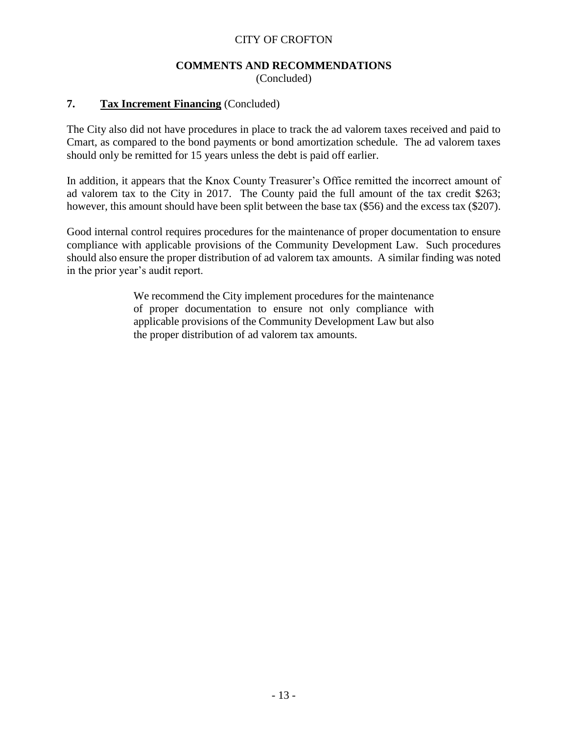# CITY OF CROFTON

## COMMENTS AND RECOMMENDATIONS
(Concluded)

### 7. Tax Increment Financing (Concluded)

The City also did not have procedures in place to track the ad valorem taxes received and paid to Cmart, as compared to the bond payments or bond amortization schedule. The ad valorem taxes should only be remitted for 15 years unless the debt is paid off earlier.

In addition, it appears that the Knox County Treasurer's Office remitted the incorrect amount of ad valorem tax to the City in 2017. The County paid the full amount of the tax credit $263; however, this amount should have been split between the base tax ($56) and the excess tax ($207).

Good internal control requires procedures for the maintenance of proper documentation to ensure compliance with applicable provisions of the Community Development Law. Such procedures should also ensure the proper distribution of ad valorem tax amounts. A similar finding was noted in the prior year's audit report.

> We recommend the City implement procedures for the maintenance of proper documentation to ensure not only compliance with applicable provisions of the Community Development Law but also the proper distribution of ad valorem tax amounts.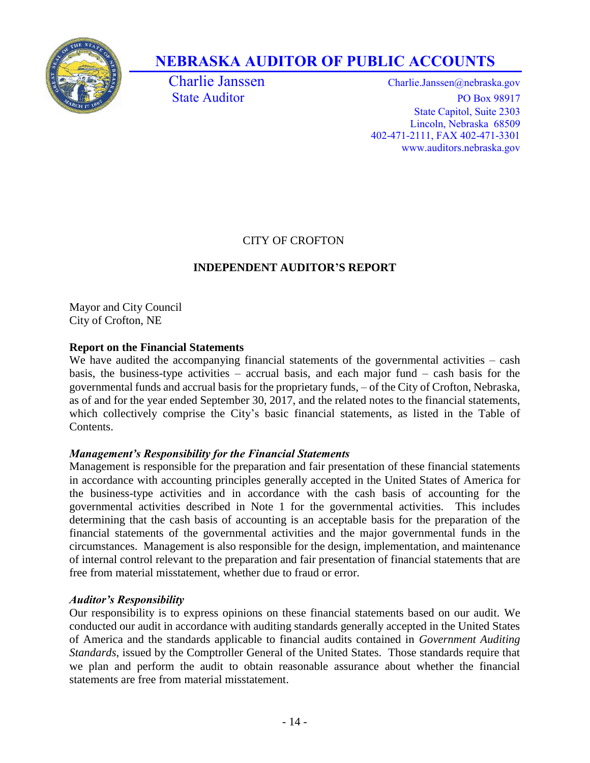# NEBRASKA AUDITOR OF PUBLIC ACCOUNTS

Charlie Janssen
State Auditor

Charlie.Janssen@nebraska.gov
PO Box 98917
State Capitol, Suite 2303
Lincoln, Nebraska 68509
402-471-2111, FAX 402-471-3301
www.auditors.nebraska.gov

CITY OF CROFTON

## INDEPENDENT AUDITOR'S REPORT

Mayor and City Council
City of Crofton, NE

**Report on the Financial Statements**

We have audited the accompanying financial statements of the governmental activities – cash basis, the business-type activities – accrual basis, and each major fund – cash basis for the governmental funds and accrual basis for the proprietary funds, – of the City of Crofton, Nebraska, as of and for the year ended September 30, 2017, and the related notes to the financial statements, which collectively comprise the City's basic financial statements, as listed in the Table of Contents.

***Management's Responsibility for the Financial Statements***

Management is responsible for the preparation and fair presentation of these financial statements in accordance with accounting principles generally accepted in the United States of America for the business-type activities and in accordance with the cash basis of accounting for the governmental activities described in Note 1 for the governmental activities. This includes determining that the cash basis of accounting is an acceptable basis for the preparation of the financial statements of the governmental activities and the major governmental funds in the circumstances. Management is also responsible for the design, implementation, and maintenance of internal control relevant to the preparation and fair presentation of financial statements that are free from material misstatement, whether due to fraud or error.

***Auditor's Responsibility***

Our responsibility is to express opinions on these financial statements based on our audit. We conducted our audit in accordance with auditing standards generally accepted in the United States of America and the standards applicable to financial audits contained in *Government Auditing Standards*, issued by the Comptroller General of the United States. Those standards require that we plan and perform the audit to obtain reasonable assurance about whether the financial statements are free from material misstatement.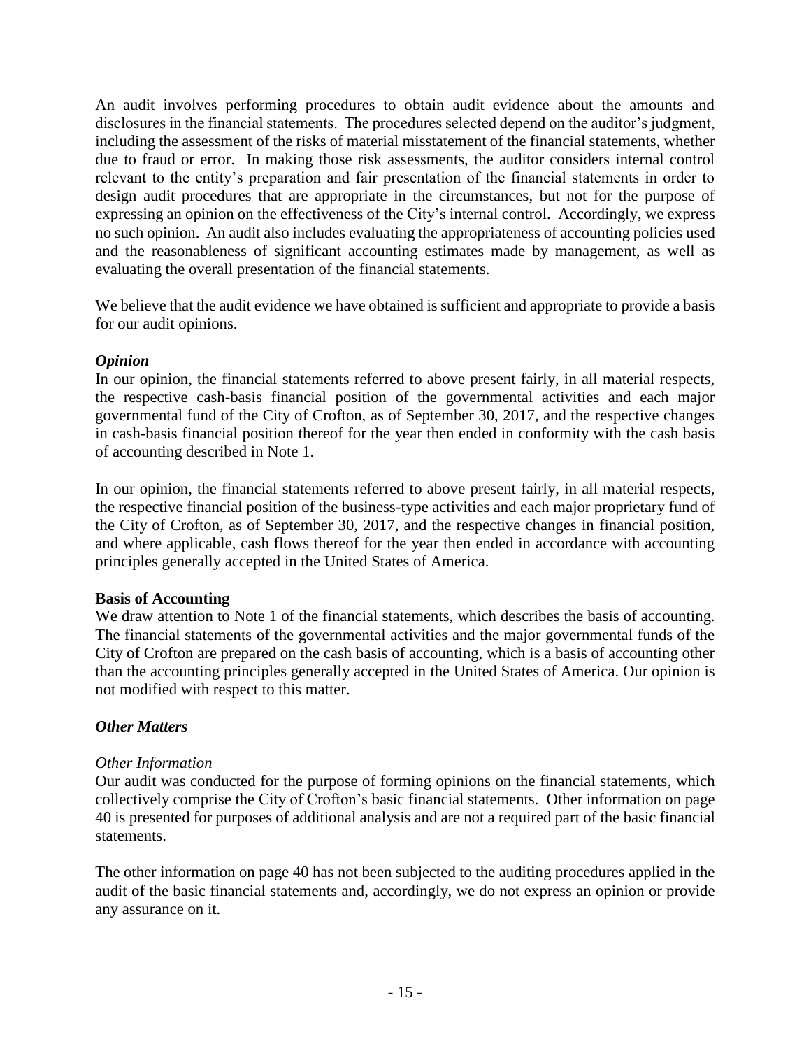An audit involves performing procedures to obtain audit evidence about the amounts and disclosures in the financial statements. The procedures selected depend on the auditor's judgment, including the assessment of the risks of material misstatement of the financial statements, whether due to fraud or error. In making those risk assessments, the auditor considers internal control relevant to the entity's preparation and fair presentation of the financial statements in order to design audit procedures that are appropriate in the circumstances, but not for the purpose of expressing an opinion on the effectiveness of the City's internal control. Accordingly, we express no such opinion. An audit also includes evaluating the appropriateness of accounting policies used and the reasonableness of significant accounting estimates made by management, as well as evaluating the overall presentation of the financial statements.

We believe that the audit evidence we have obtained is sufficient and appropriate to provide a basis for our audit opinions.

***Opinion***

In our opinion, the financial statements referred to above present fairly, in all material respects, the respective cash-basis financial position of the governmental activities and each major governmental fund of the City of Crofton, as of September 30, 2017, and the respective changes in cash-basis financial position thereof for the year then ended in conformity with the cash basis of accounting described in Note 1.

In our opinion, the financial statements referred to above present fairly, in all material respects, the respective financial position of the business-type activities and each major proprietary fund of the City of Crofton, as of September 30, 2017, and the respective changes in financial position, and where applicable, cash flows thereof for the year then ended in accordance with accounting principles generally accepted in the United States of America.

**Basis of Accounting**

We draw attention to Note 1 of the financial statements, which describes the basis of accounting. The financial statements of the governmental activities and the major governmental funds of the City of Crofton are prepared on the cash basis of accounting, which is a basis of accounting other than the accounting principles generally accepted in the United States of America. Our opinion is not modified with respect to this matter.

***Other Matters***

*Other Information*

Our audit was conducted for the purpose of forming opinions on the financial statements, which collectively comprise the City of Crofton's basic financial statements. Other information on page 40 is presented for purposes of additional analysis and are not a required part of the basic financial statements.

The other information on page 40 has not been subjected to the auditing procedures applied in the audit of the basic financial statements and, accordingly, we do not express an opinion or provide any assurance on it.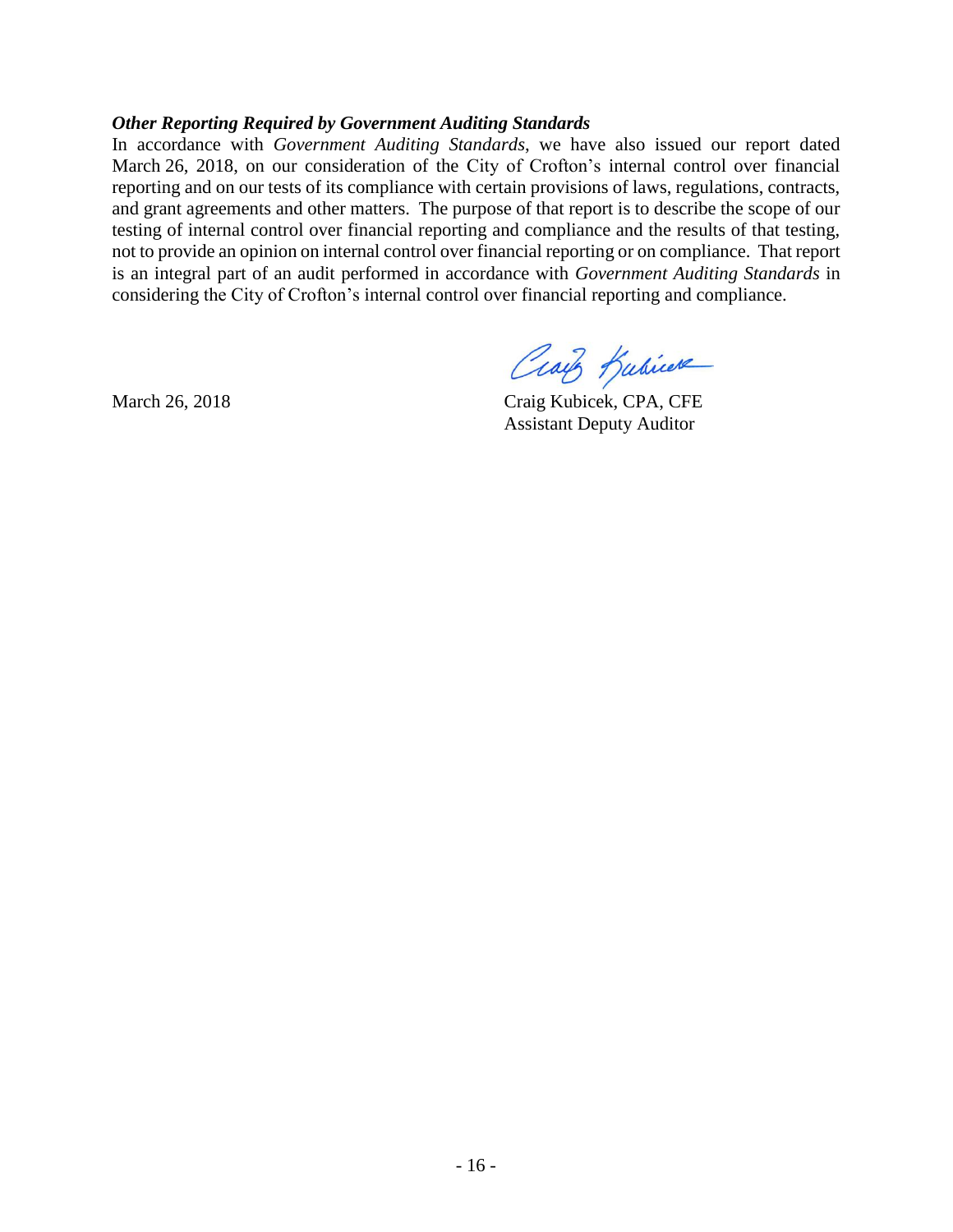***Other Reporting Required by Government Auditing Standards***

In accordance with *Government Auditing Standards*, we have also issued our report dated March 26, 2018, on our consideration of the City of Crofton's internal control over financial reporting and on our tests of its compliance with certain provisions of laws, regulations, contracts, and grant agreements and other matters. The purpose of that report is to describe the scope of our testing of internal control over financial reporting and compliance and the results of that testing, not to provide an opinion on internal control over financial reporting or on compliance. That report is an integral part of an audit performed in accordance with *Government Auditing Standards* in considering the City of Crofton's internal control over financial reporting and compliance.

March 26, 2018

Craig Kubicek, CPA, CFE
Assistant Deputy Auditor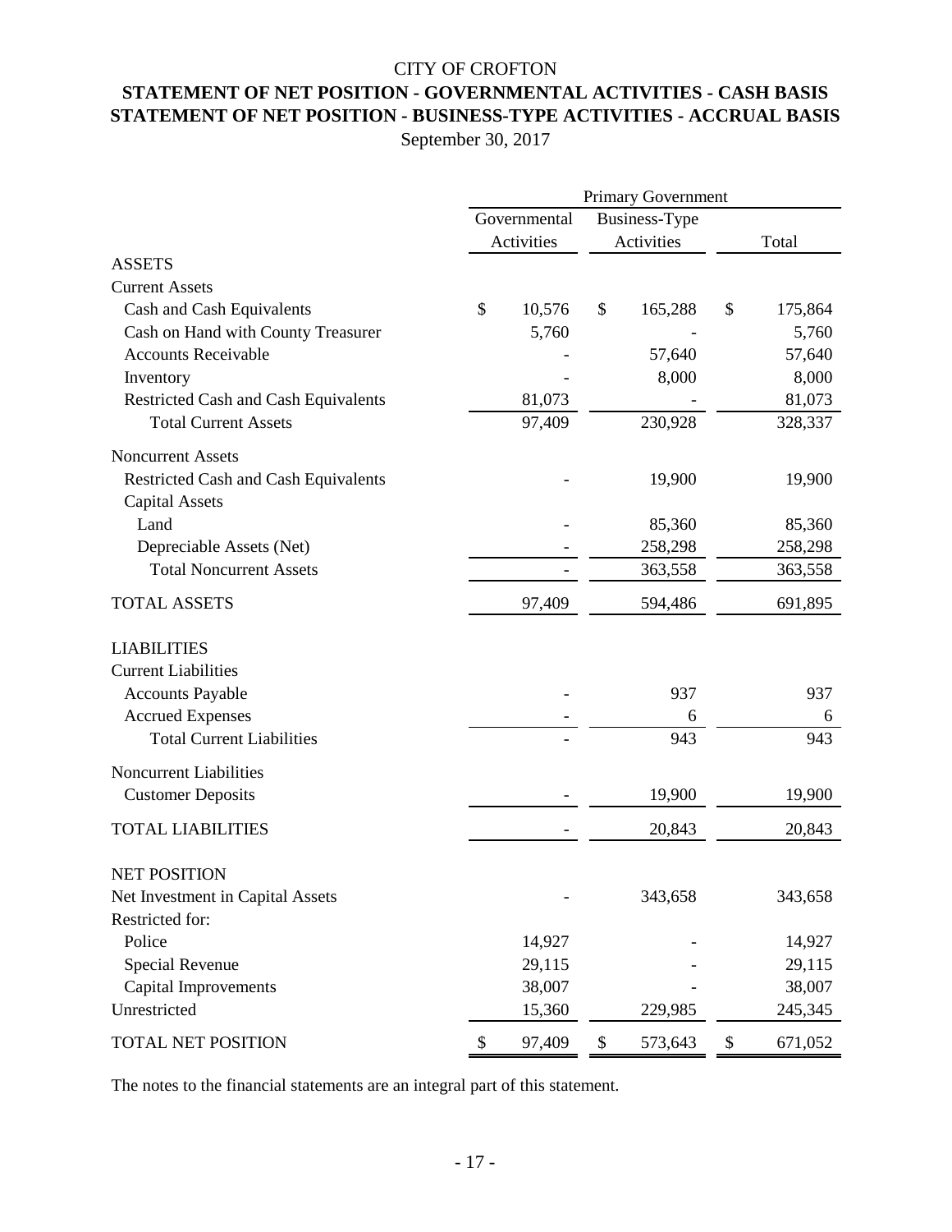CITY OF CROFTON

**STATEMENT OF NET POSITION - GOVERNMENTAL ACTIVITIES - CASH BASIS**

**STATEMENT OF NET POSITION - BUSINESS-TYPE ACTIVITIES - ACCRUAL BASIS**

September 30, 2017

| | Primary Government | | |
|---|---|---|---|
| | Governmental Activities | Business-Type Activities | Total |
| ASSETS | | | |
| Current Assets | | | |
| Cash and Cash Equivalents | $ 10,576 | $ 165,288 | $ 175,864 |
| Cash on Hand with County Treasurer | 5,760 | - | 5,760 |
| Accounts Receivable | - | 57,640 | 57,640 |
| Inventory | - | 8,000 | 8,000 |
| Restricted Cash and Cash Equivalents | 81,073 | - | 81,073 |
| Total Current Assets | 97,409 | 230,928 | 328,337 |
| Noncurrent Assets | | | |
| Restricted Cash and Cash Equivalents | - | 19,900 | 19,900 |
| Capital Assets | | | |
| Land | - | 85,360 | 85,360 |
| Depreciable Assets (Net) | - | 258,298 | 258,298 |
| Total Noncurrent Assets | - | 363,558 | 363,558 |
| TOTAL ASSETS | 97,409 | 594,486 | 691,895 |
| LIABILITIES | | | |
| Current Liabilities | | | |
| Accounts Payable | - | 937 | 937 |
| Accrued Expenses | - | 6 | 6 |
| Total Current Liabilities | - | 943 | 943 |
| Noncurrent Liabilities | | | |
| Customer Deposits | - | 19,900 | 19,900 |
| TOTAL LIABILITIES | - | 20,843 | 20,843 |
| NET POSITION | | | |
| Net Investment in Capital Assets | - | 343,658 | 343,658 |
| Restricted for: | | | |
| Police | 14,927 | - | 14,927 |
| Special Revenue | 29,115 | - | 29,115 |
| Capital Improvements | 38,007 | - | 38,007 |
| Unrestricted | 15,360 | 229,985 | 245,345 |
| TOTAL NET POSITION | $ 97,409 | $ 573,643 | $ 671,052 |

The notes to the financial statements are an integral part of this statement.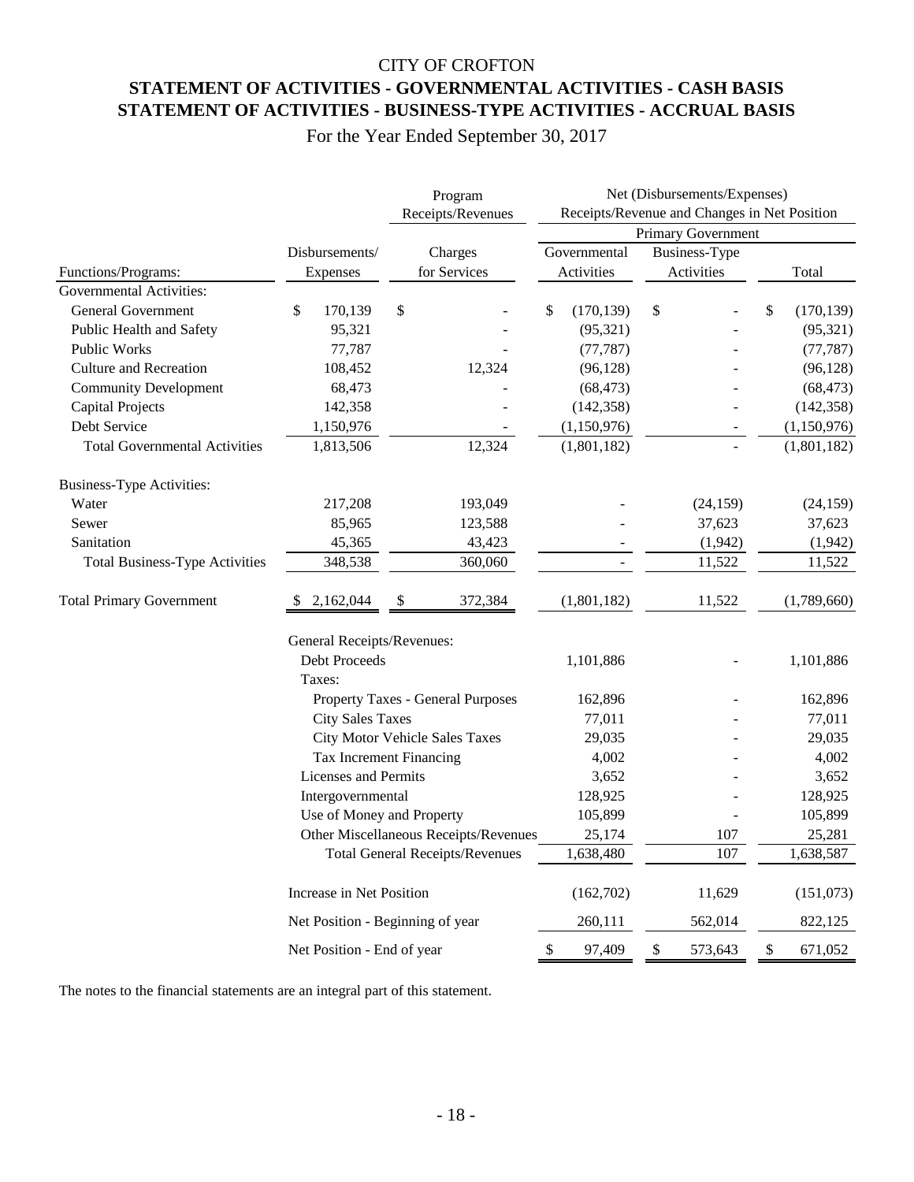CITY OF CROFTON

**STATEMENT OF ACTIVITIES - GOVERNMENTAL ACTIVITIES - CASH BASIS**

**STATEMENT OF ACTIVITIES - BUSINESS-TYPE ACTIVITIES - ACCRUAL BASIS**

For the Year Ended September 30, 2017

| | | Program Receipts/Revenues | Net (Disbursements/Expenses) Receipts/Revenue and Changes in Net Position | | |
|---|---|---|---|---|---|
| | | | Primary Government | | |
| Functions/Programs: | Disbursements/ Expenses | Charges for Services | Governmental Activities | Business-Type Activities | Total |
| Governmental Activities: | | | | | |
| General Government | $ 170,139 | $ - | $ (170,139) | $ - | $ (170,139) |
| Public Health and Safety | 95,321 | - | (95,321) | - | (95,321) |
| Public Works | 77,787 | - | (77,787) | - | (77,787) |
| Culture and Recreation | 108,452 | 12,324 | (96,128) | - | (96,128) |
| Community Development | 68,473 | - | (68,473) | - | (68,473) |
| Capital Projects | 142,358 | - | (142,358) | - | (142,358) |
| Debt Service | 1,150,976 | - | (1,150,976) | - | (1,150,976) |
| Total Governmental Activities | 1,813,506 | 12,324 | (1,801,182) | - | (1,801,182) |
| Business-Type Activities: | | | | | |
| Water | 217,208 | 193,049 | - | (24,159) | (24,159) |
| Sewer | 85,965 | 123,588 | - | 37,623 | 37,623 |
| Sanitation | 45,365 | 43,423 | - | (1,942) | (1,942) |
| Total Business-Type Activities | 348,538 | 360,060 | - | 11,522 | 11,522 |
| Total Primary Government | $ 2,162,044 | $ 372,384 | (1,801,182) | 11,522 | (1,789,660) |
| | General Receipts/Revenues: | | | | |
| | Debt Proceeds | | 1,101,886 | - | 1,101,886 |
| | Taxes: | | | | |
| | Property Taxes - General Purposes | | 162,896 | - | 162,896 |
| | City Sales Taxes | | 77,011 | - | 77,011 |
| | City Motor Vehicle Sales Taxes | | 29,035 | - | 29,035 |
| | Tax Increment Financing | | 4,002 | - | 4,002 |
| | Licenses and Permits | | 3,652 | - | 3,652 |
| | Intergovernmental | | 128,925 | - | 128,925 |
| | Use of Money and Property | | 105,899 | - | 105,899 |
| | Other Miscellaneous Receipts/Revenues | | 25,174 | 107 | 25,281 |
| | Total General Receipts/Revenues | | 1,638,480 | 107 | 1,638,587 |
| | Increase in Net Position | | (162,702) | 11,629 | (151,073) |
| | Net Position - Beginning of year | | 260,111 | 562,014 | 822,125 |
| | Net Position - End of year | | $ 97,409 | $ 573,643 | $ 671,052 |

The notes to the financial statements are an integral part of this statement.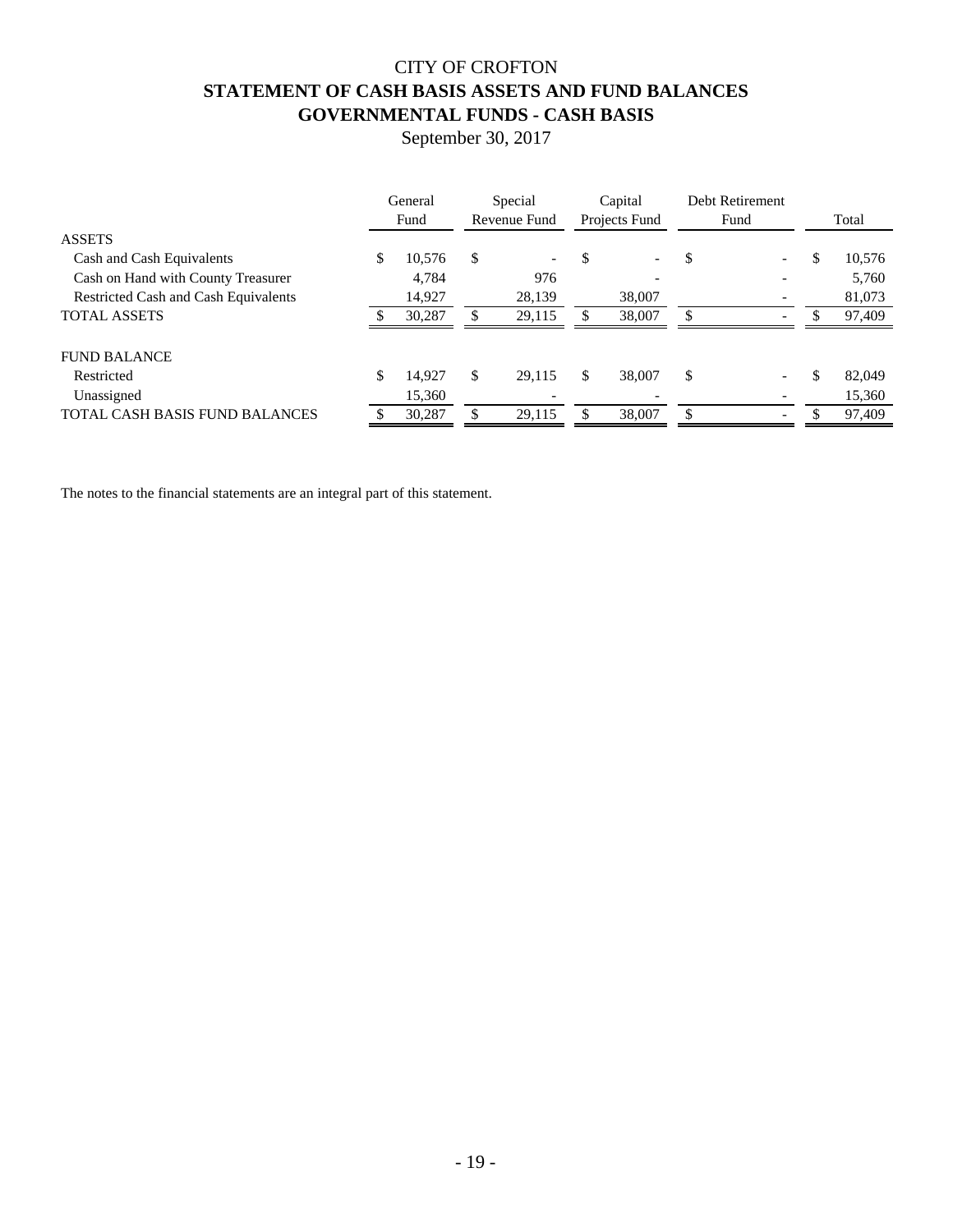# CITY OF CROFTON

## STATEMENT OF CASH BASIS ASSETS AND FUND BALANCES

## GOVERNMENTAL FUNDS - CASH BASIS

September 30, 2017

| | General Fund | Special Revenue Fund | Capital Projects Fund | Debt Retirement Fund | Total |
|---|---|---|---|---|---|
| ASSETS | | | | | |
| Cash and Cash Equivalents | $ 10,576 | $ - | $ - | $ - | $ 10,576 |
| Cash on Hand with County Treasurer | 4,784 | 976 | - | - | 5,760 |
| Restricted Cash and Cash Equivalents | 14,927 | 28,139 | 38,007 | - | 81,073 |
| TOTAL ASSETS | $ 30,287 | $ 29,115 | $ 38,007 | $ - | $ 97,409 |
| FUND BALANCE | | | | | |
| Restricted | $ 14,927 | $ 29,115 | $ 38,007 | $ - | $ 82,049 |
| Unassigned | 15,360 | - | - | - | 15,360 |
| TOTAL CASH BASIS FUND BALANCES | $ 30,287 | $ 29,115 | $ 38,007 | $ - | $ 97,409 |

The notes to the financial statements are an integral part of this statement.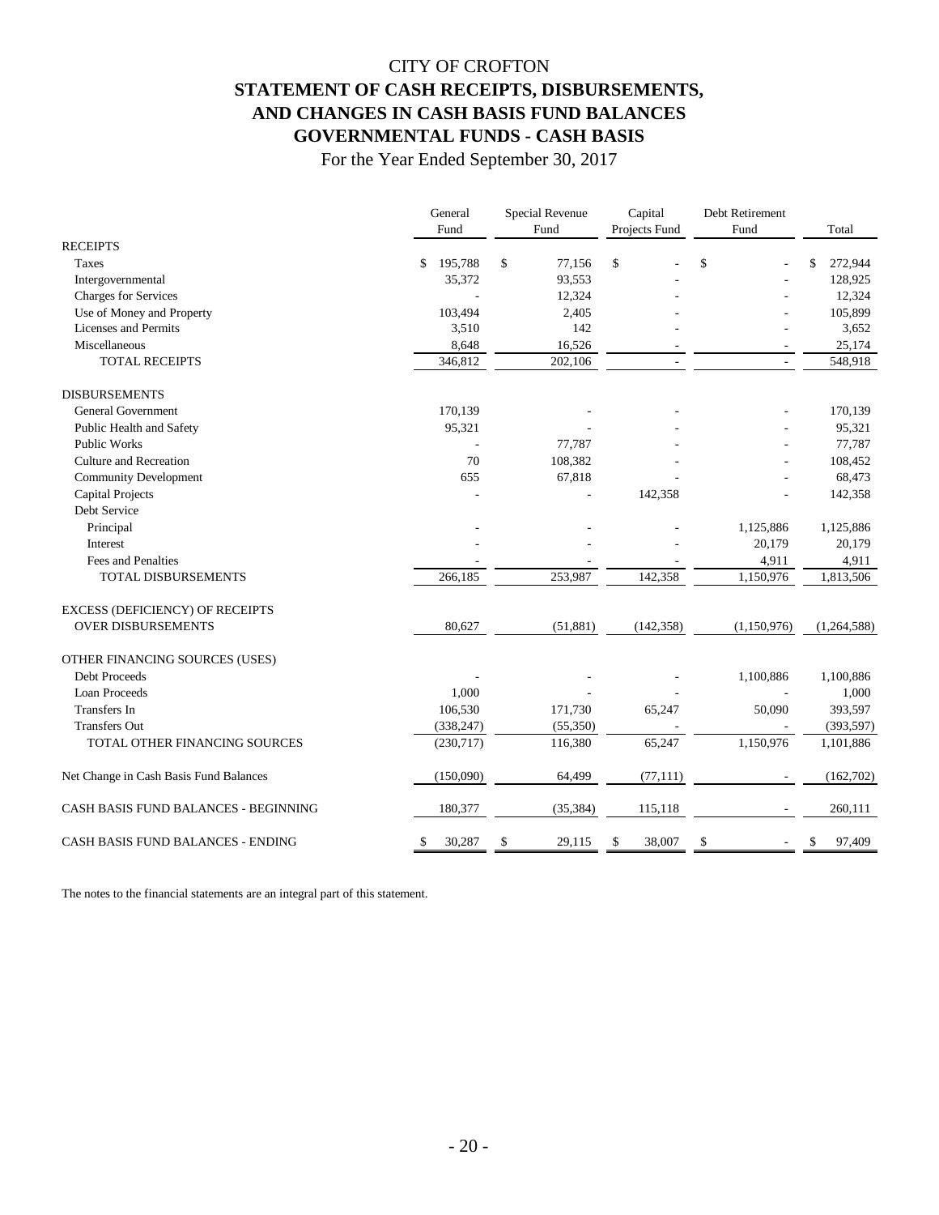# CITY OF CROFTON

## STATEMENT OF CASH RECEIPTS, DISBURSEMENTS, AND CHANGES IN CASH BASIS FUND BALANCES GOVERNMENTAL FUNDS - CASH BASIS

For the Year Ended September 30, 2017

| | General Fund | Special Revenue Fund | Capital Projects Fund | Debt Retirement Fund | Total |
|---|---|---|---|---|---|
| RECEIPTS | | | | | |
| Taxes | $ 195,788 | $ 77,156 | $ - | $ - | $ 272,944 |
| Intergovernmental | 35,372 | 93,553 | - | - | 128,925 |
| Charges for Services | - | 12,324 | - | - | 12,324 |
| Use of Money and Property | 103,494 | 2,405 | - | - | 105,899 |
| Licenses and Permits | 3,510 | 142 | - | - | 3,652 |
| Miscellaneous | 8,648 | 16,526 | - | - | 25,174 |
| TOTAL RECEIPTS | 346,812 | 202,106 | - | - | 548,918 |
| DISBURSEMENTS | | | | | |
| General Government | 170,139 | - | - | - | 170,139 |
| Public Health and Safety | 95,321 | - | - | - | 95,321 |
| Public Works | - | 77,787 | - | - | 77,787 |
| Culture and Recreation | 70 | 108,382 | - | - | 108,452 |
| Community Development | 655 | 67,818 | - | - | 68,473 |
| Capital Projects | - | - | 142,358 | - | 142,358 |
| Debt Service | | | | | |
| Principal | - | - | - | 1,125,886 | 1,125,886 |
| Interest | - | - | - | 20,179 | 20,179 |
| Fees and Penalties | - | - | - | 4,911 | 4,911 |
| TOTAL DISBURSEMENTS | 266,185 | 253,987 | 142,358 | 1,150,976 | 1,813,506 |
| EXCESS (DEFICIENCY) OF RECEIPTS OVER DISBURSEMENTS | 80,627 | (51,881) | (142,358) | (1,150,976) | (1,264,588) |
| OTHER FINANCING SOURCES (USES) | | | | | |
| Debt Proceeds | - | - | - | 1,100,886 | 1,100,886 |
| Loan Proceeds | 1,000 | - | - | - | 1,000 |
| Transfers In | 106,530 | 171,730 | 65,247 | 50,090 | 393,597 |
| Transfers Out | (338,247) | (55,350) | - | - | (393,597) |
| TOTAL OTHER FINANCING SOURCES | (230,717) | 116,380 | 65,247 | 1,150,976 | 1,101,886 |
| Net Change in Cash Basis Fund Balances | (150,090) | 64,499 | (77,111) | - | (162,702) |
| CASH BASIS FUND BALANCES - BEGINNING | 180,377 | (35,384) | 115,118 | - | 260,111 |
| CASH BASIS FUND BALANCES - ENDING | $ 30,287 | $ 29,115 | $ 38,007 | $ - | $ 97,409 |

The notes to the financial statements are an integral part of this statement.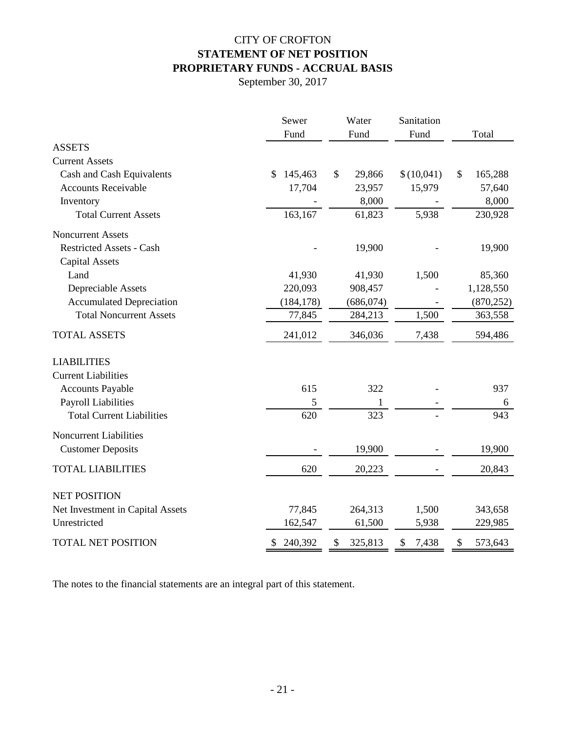# CITY OF CROFTON
## STATEMENT OF NET POSITION
## PROPRIETARY FUNDS - ACCRUAL BASIS
September 30, 2017

| | Sewer Fund | Water Fund | Sanitation Fund | Total |
|---|---|---|---|---|
| **ASSETS** | | | | |
| Current Assets | | | | |
| Cash and Cash Equivalents | $ 145,463 | $ 29,866 | $ (10,041) | $ 165,288 |
| Accounts Receivable | 17,704 | 23,957 | 15,979 | 57,640 |
| Inventory | - | 8,000 | - | 8,000 |
| Total Current Assets | 163,167 | 61,823 | 5,938 | 230,928 |
| Noncurrent Assets | | | | |
| Restricted Assets - Cash | - | 19,900 | - | 19,900 |
| Capital Assets | | | | |
| Land | 41,930 | 41,930 | 1,500 | 85,360 |
| Depreciable Assets | 220,093 | 908,457 | - | 1,128,550 |
| Accumulated Depreciation | (184,178) | (686,074) | - | (870,252) |
| Total Noncurrent Assets | 77,845 | 284,213 | 1,500 | 363,558 |
| TOTAL ASSETS | 241,012 | 346,036 | 7,438 | 594,486 |
| **LIABILITIES** | | | | |
| Current Liabilities | | | | |
| Accounts Payable | 615 | 322 | - | 937 |
| Payroll Liabilities | 5 | 1 | - | 6 |
| Total Current Liabilities | 620 | 323 | - | 943 |
| Noncurrent Liabilities | | | | |
| Customer Deposits | - | 19,900 | - | 19,900 |
| TOTAL LIABILITIES | 620 | 20,223 | - | 20,843 |
| **NET POSITION** | | | | |
| Net Investment in Capital Assets | 77,845 | 264,313 | 1,500 | 343,658 |
| Unrestricted | 162,547 | 61,500 | 5,938 | 229,985 |
| TOTAL NET POSITION | $ 240,392 | $ 325,813 | $ 7,438 | $ 573,643 |

The notes to the financial statements are an integral part of this statement.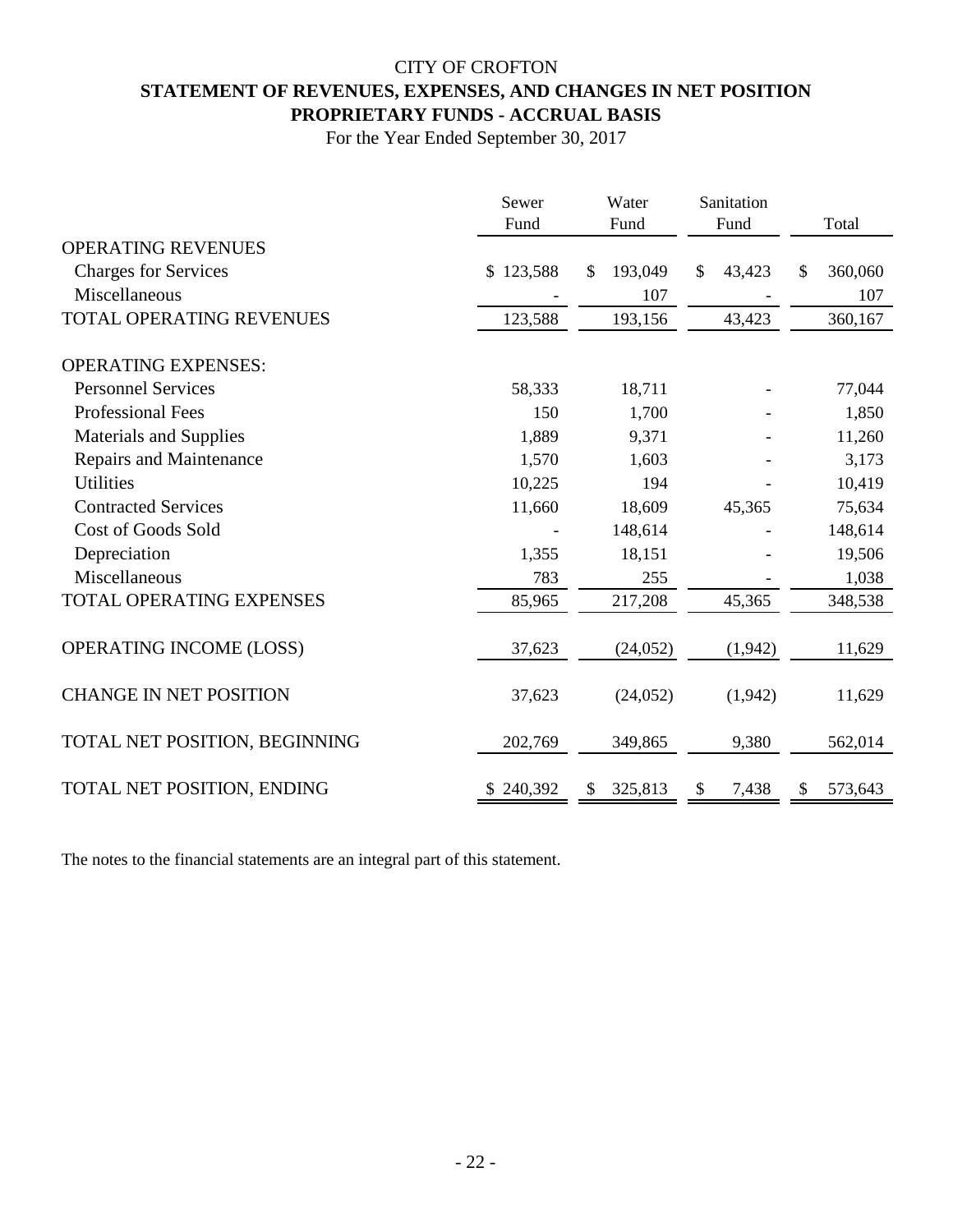# CITY OF CROFTON

## STATEMENT OF REVENUES, EXPENSES, AND CHANGES IN NET POSITION

## PROPRIETARY FUNDS - ACCRUAL BASIS

For the Year Ended September 30, 2017

| | Sewer Fund | Water Fund | Sanitation Fund | Total |
|---|---|---|---|---|
| OPERATING REVENUES | | | | |
| Charges for Services | $ 123,588 | $ 193,049 | $ 43,423 | $ 360,060 |
| Miscellaneous | - | 107 | - | 107 |
| TOTAL OPERATING REVENUES | 123,588 | 193,156 | 43,423 | 360,167 |
| OPERATING EXPENSES: | | | | |
| Personnel Services | 58,333 | 18,711 | - | 77,044 |
| Professional Fees | 150 | 1,700 | - | 1,850 |
| Materials and Supplies | 1,889 | 9,371 | - | 11,260 |
| Repairs and Maintenance | 1,570 | 1,603 | - | 3,173 |
| Utilities | 10,225 | 194 | - | 10,419 |
| Contracted Services | 11,660 | 18,609 | 45,365 | 75,634 |
| Cost of Goods Sold | - | 148,614 | - | 148,614 |
| Depreciation | 1,355 | 18,151 | - | 19,506 |
| Miscellaneous | 783 | 255 | - | 1,038 |
| TOTAL OPERATING EXPENSES | 85,965 | 217,208 | 45,365 | 348,538 |
| OPERATING INCOME (LOSS) | 37,623 | (24,052) | (1,942) | 11,629 |
| CHANGE IN NET POSITION | 37,623 | (24,052) | (1,942) | 11,629 |
| TOTAL NET POSITION, BEGINNING | 202,769 | 349,865 | 9,380 | 562,014 |
| TOTAL NET POSITION, ENDING | $ 240,392 | $ 325,813 | $ 7,438 | $ 573,643 |

The notes to the financial statements are an integral part of this statement.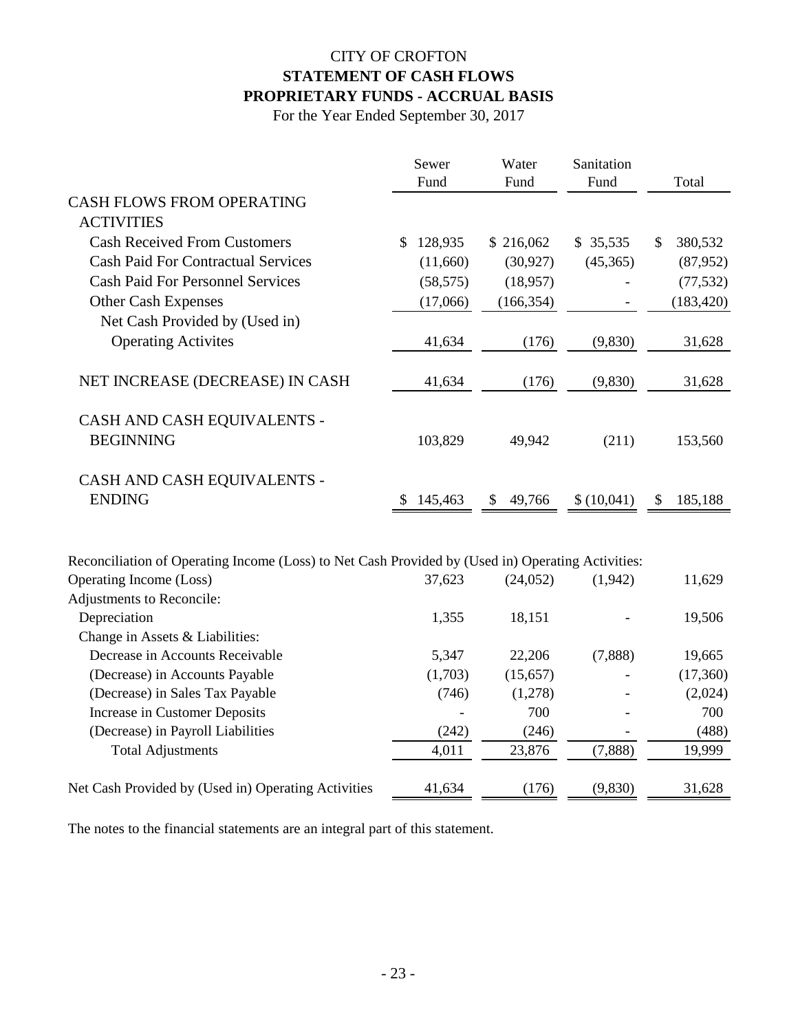# CITY OF CROFTON

## STATEMENT OF CASH FLOWS

## PROPRIETARY FUNDS - ACCRUAL BASIS

For the Year Ended September 30, 2017

| | Sewer Fund | Water Fund | Sanitation Fund | Total |
|---|---|---|---|---|
| CASH FLOWS FROM OPERATING ACTIVITIES | | | | |
| Cash Received From Customers | $ 128,935 | $ 216,062 | $ 35,535 | $ 380,532 |
| Cash Paid For Contractual Services | (11,660) | (30,927) | (45,365) | (87,952) |
| Cash Paid For Personnel Services | (58,575) | (18,957) | - | (77,532) |
| Other Cash Expenses | (17,066) | (166,354) | - | (183,420) |
| Net Cash Provided by (Used in) Operating Activites | 41,634 | (176) | (9,830) | 31,628 |
| NET INCREASE (DECREASE) IN CASH | 41,634 | (176) | (9,830) | 31,628 |
| CASH AND CASH EQUIVALENTS - BEGINNING | 103,829 | 49,942 | (211) | 153,560 |
| CASH AND CASH EQUIVALENTS - ENDING | $ 145,463 | $ 49,766 | $ (10,041) | $ 185,188 |

Reconciliation of Operating Income (Loss) to Net Cash Provided by (Used in) Operating Activities:

| | Sewer Fund | Water Fund | Sanitation Fund | Total |
|---|---|---|---|---|
| Operating Income (Loss) | 37,623 | (24,052) | (1,942) | 11,629 |
| Adjustments to Reconcile: | | | | |
| Depreciation | 1,355 | 18,151 | - | 19,506 |
| Change in Assets & Liabilities: | | | | |
| Decrease in Accounts Receivable | 5,347 | 22,206 | (7,888) | 19,665 |
| (Decrease) in Accounts Payable | (1,703) | (15,657) | - | (17,360) |
| (Decrease) in Sales Tax Payable | (746) | (1,278) | - | (2,024) |
| Increase in Customer Deposits | - | 700 | - | 700 |
| (Decrease) in Payroll Liabilities | (242) | (246) | - | (488) |
| Total Adjustments | 4,011 | 23,876 | (7,888) | 19,999 |
| Net Cash Provided by (Used in) Operating Activities | 41,634 | (176) | (9,830) | 31,628 |

The notes to the financial statements are an integral part of this statement.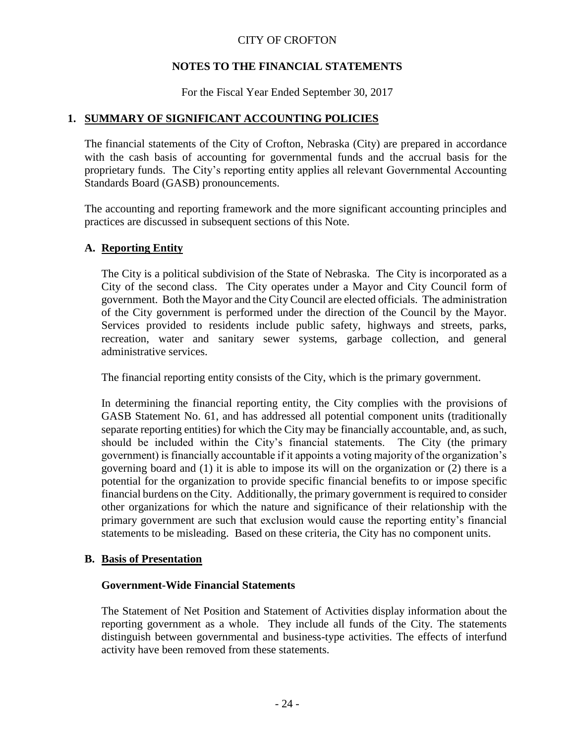CITY OF CROFTON

**NOTES TO THE FINANCIAL STATEMENTS**

For the Fiscal Year Ended September 30, 2017

## 1. SUMMARY OF SIGNIFICANT ACCOUNTING POLICIES

The financial statements of the City of Crofton, Nebraska (City) are prepared in accordance with the cash basis of accounting for governmental funds and the accrual basis for the proprietary funds. The City's reporting entity applies all relevant Governmental Accounting Standards Board (GASB) pronouncements.

The accounting and reporting framework and the more significant accounting principles and practices are discussed in subsequent sections of this Note.

### A. Reporting Entity

The City is a political subdivision of the State of Nebraska. The City is incorporated as a City of the second class. The City operates under a Mayor and City Council form of government. Both the Mayor and the City Council are elected officials. The administration of the City government is performed under the direction of the Council by the Mayor. Services provided to residents include public safety, highways and streets, parks, recreation, water and sanitary sewer systems, garbage collection, and general administrative services.

The financial reporting entity consists of the City, which is the primary government.

In determining the financial reporting entity, the City complies with the provisions of GASB Statement No. 61, and has addressed all potential component units (traditionally separate reporting entities) for which the City may be financially accountable, and, as such, should be included within the City's financial statements. The City (the primary government) is financially accountable if it appoints a voting majority of the organization's governing board and (1) it is able to impose its will on the organization or (2) there is a potential for the organization to provide specific financial benefits to or impose specific financial burdens on the City. Additionally, the primary government is required to consider other organizations for which the nature and significance of their relationship with the primary government are such that exclusion would cause the reporting entity's financial statements to be misleading. Based on these criteria, the City has no component units.

### B. Basis of Presentation

**Government-Wide Financial Statements**

The Statement of Net Position and Statement of Activities display information about the reporting government as a whole. They include all funds of the City. The statements distinguish between governmental and business-type activities. The effects of interfund activity have been removed from these statements.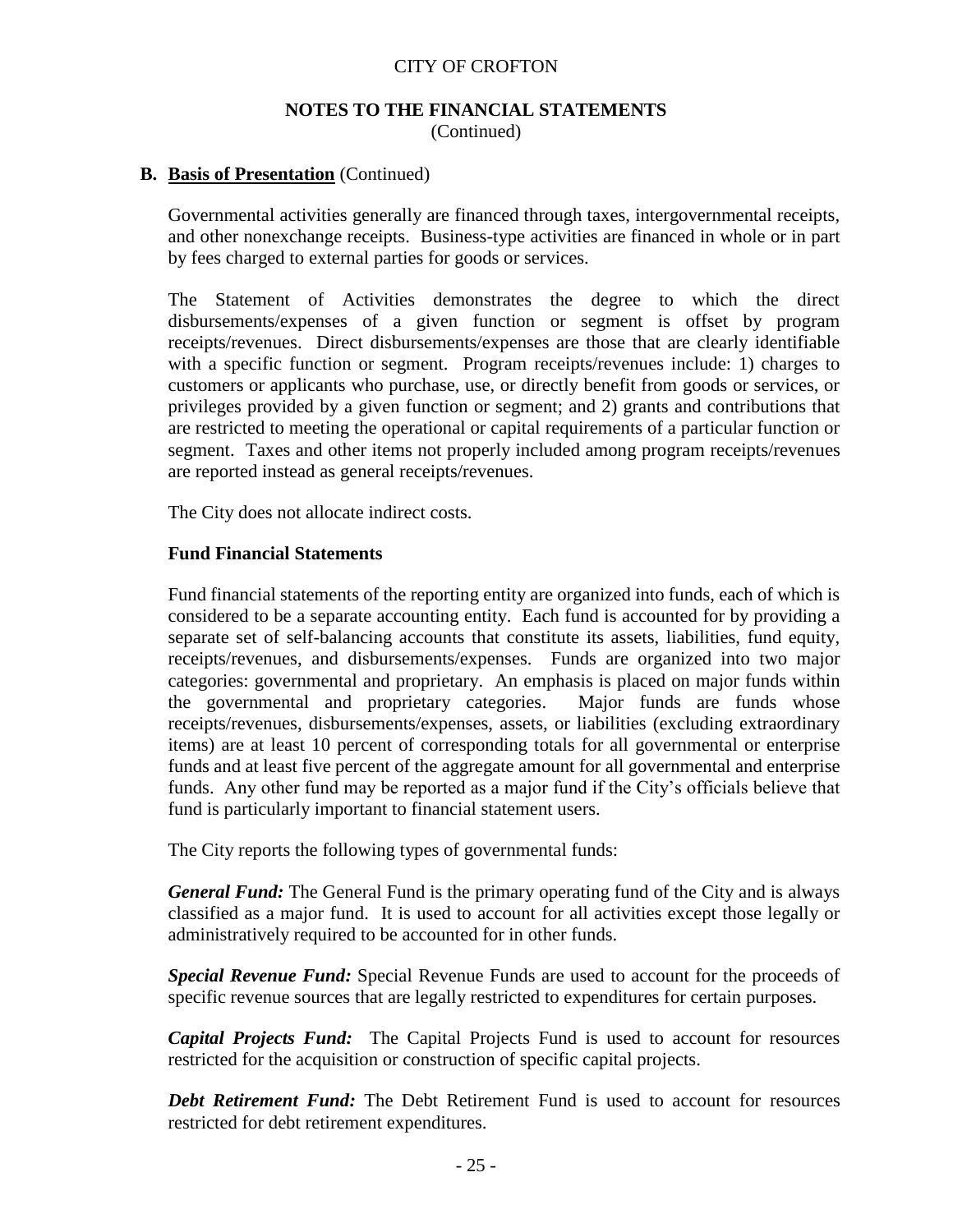CITY OF CROFTON

**NOTES TO THE FINANCIAL STATEMENTS**
(Continued)

**B. Basis of Presentation** (Continued)

Governmental activities generally are financed through taxes, intergovernmental receipts, and other nonexchange receipts. Business-type activities are financed in whole or in part by fees charged to external parties for goods or services.

The Statement of Activities demonstrates the degree to which the direct disbursements/expenses of a given function or segment is offset by program receipts/revenues. Direct disbursements/expenses are those that are clearly identifiable with a specific function or segment. Program receipts/revenues include: 1) charges to customers or applicants who purchase, use, or directly benefit from goods or services, or privileges provided by a given function or segment; and 2) grants and contributions that are restricted to meeting the operational or capital requirements of a particular function or segment. Taxes and other items not properly included among program receipts/revenues are reported instead as general receipts/revenues.

The City does not allocate indirect costs.

**Fund Financial Statements**

Fund financial statements of the reporting entity are organized into funds, each of which is considered to be a separate accounting entity. Each fund is accounted for by providing a separate set of self-balancing accounts that constitute its assets, liabilities, fund equity, receipts/revenues, and disbursements/expenses. Funds are organized into two major categories: governmental and proprietary. An emphasis is placed on major funds within the governmental and proprietary categories. Major funds are funds whose receipts/revenues, disbursements/expenses, assets, or liabilities (excluding extraordinary items) are at least 10 percent of corresponding totals for all governmental or enterprise funds and at least five percent of the aggregate amount for all governmental and enterprise funds. Any other fund may be reported as a major fund if the City's officials believe that fund is particularly important to financial statement users.

The City reports the following types of governmental funds:

***General Fund:*** The General Fund is the primary operating fund of the City and is always classified as a major fund. It is used to account for all activities except those legally or administratively required to be accounted for in other funds.

***Special Revenue Fund:*** Special Revenue Funds are used to account for the proceeds of specific revenue sources that are legally restricted to expenditures for certain purposes.

***Capital Projects Fund:*** The Capital Projects Fund is used to account for resources restricted for the acquisition or construction of specific capital projects.

***Debt Retirement Fund:*** The Debt Retirement Fund is used to account for resources restricted for debt retirement expenditures.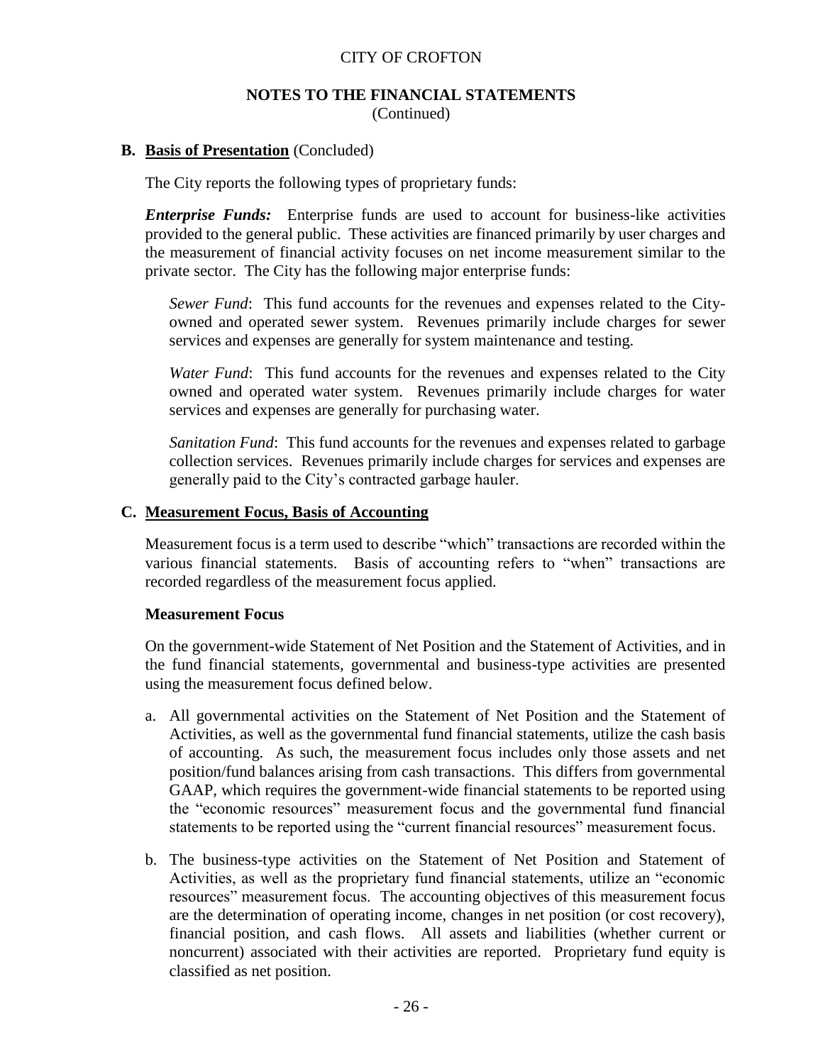CITY OF CROFTON

**NOTES TO THE FINANCIAL STATEMENTS**
(Continued)

**B. <u>Basis of Presentation</u>** (Concluded)

The City reports the following types of proprietary funds:

***Enterprise Funds:*** Enterprise funds are used to account for business-like activities provided to the general public. These activities are financed primarily by user charges and the measurement of financial activity focuses on net income measurement similar to the private sector. The City has the following major enterprise funds:

*Sewer Fund*: This fund accounts for the revenues and expenses related to the City-owned and operated sewer system. Revenues primarily include charges for sewer services and expenses are generally for system maintenance and testing.

*Water Fund*: This fund accounts for the revenues and expenses related to the City owned and operated water system. Revenues primarily include charges for water services and expenses are generally for purchasing water.

*Sanitation Fund*: This fund accounts for the revenues and expenses related to garbage collection services. Revenues primarily include charges for services and expenses are generally paid to the City's contracted garbage hauler.

**C. <u>Measurement Focus, Basis of Accounting</u>**

Measurement focus is a term used to describe "which" transactions are recorded within the various financial statements. Basis of accounting refers to "when" transactions are recorded regardless of the measurement focus applied.

**Measurement Focus**

On the government-wide Statement of Net Position and the Statement of Activities, and in the fund financial statements, governmental and business-type activities are presented using the measurement focus defined below.

a. All governmental activities on the Statement of Net Position and the Statement of Activities, as well as the governmental fund financial statements, utilize the cash basis of accounting. As such, the measurement focus includes only those assets and net position/fund balances arising from cash transactions. This differs from governmental GAAP, which requires the government-wide financial statements to be reported using the "economic resources" measurement focus and the governmental fund financial statements to be reported using the "current financial resources" measurement focus.

b. The business-type activities on the Statement of Net Position and Statement of Activities, as well as the proprietary fund financial statements, utilize an "economic resources" measurement focus. The accounting objectives of this measurement focus are the determination of operating income, changes in net position (or cost recovery), financial position, and cash flows. All assets and liabilities (whether current or noncurrent) associated with their activities are reported. Proprietary fund equity is classified as net position.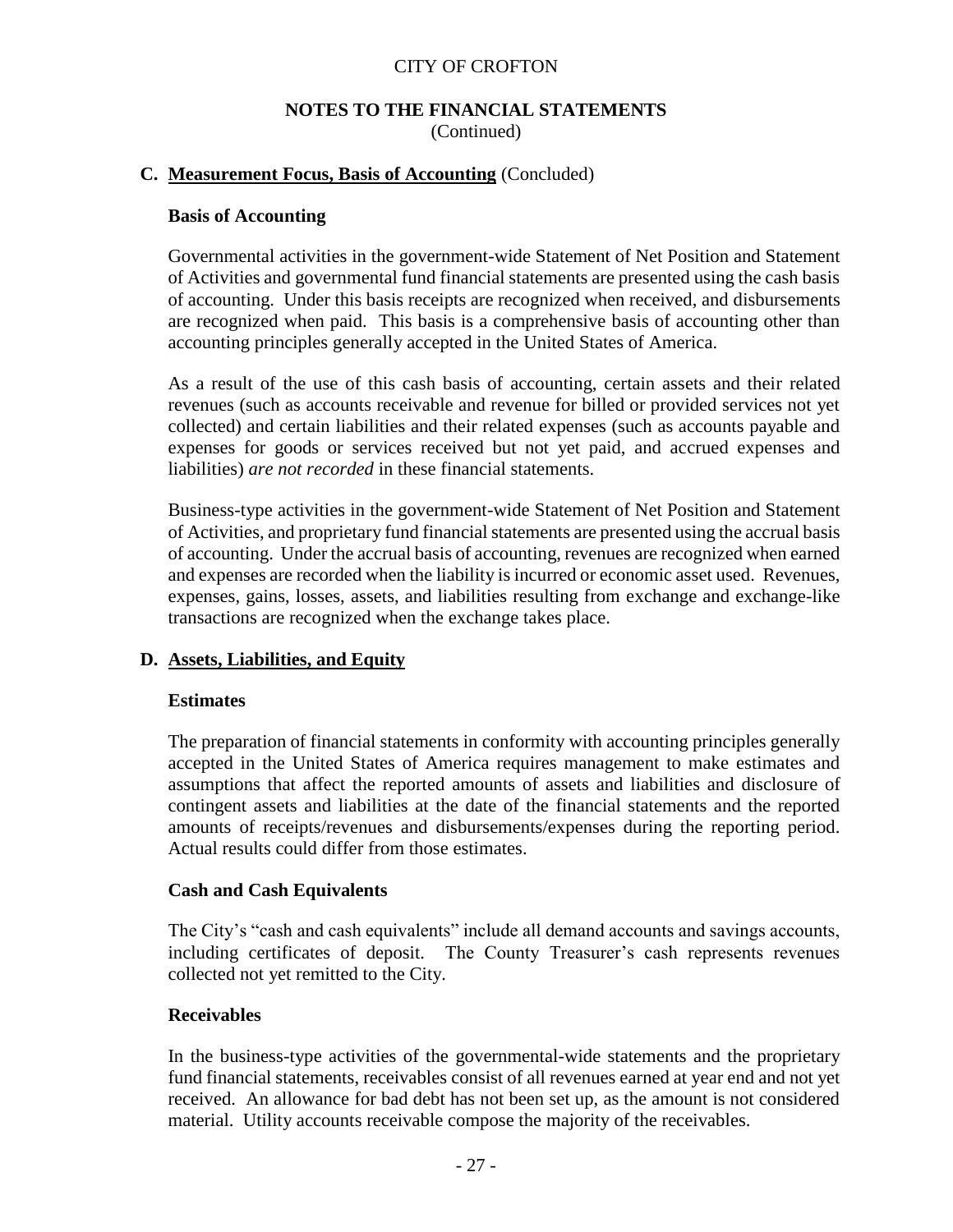# CITY OF CROFTON

## NOTES TO THE FINANCIAL STATEMENTS
(Continued)

### C. Measurement Focus, Basis of Accounting (Concluded)

**Basis of Accounting**

Governmental activities in the government-wide Statement of Net Position and Statement of Activities and governmental fund financial statements are presented using the cash basis of accounting. Under this basis receipts are recognized when received, and disbursements are recognized when paid. This basis is a comprehensive basis of accounting other than accounting principles generally accepted in the United States of America.

As a result of the use of this cash basis of accounting, certain assets and their related revenues (such as accounts receivable and revenue for billed or provided services not yet collected) and certain liabilities and their related expenses (such as accounts payable and expenses for goods or services received but not yet paid, and accrued expenses and liabilities) *are not recorded* in these financial statements.

Business-type activities in the government-wide Statement of Net Position and Statement of Activities, and proprietary fund financial statements are presented using the accrual basis of accounting. Under the accrual basis of accounting, revenues are recognized when earned and expenses are recorded when the liability is incurred or economic asset used. Revenues, expenses, gains, losses, assets, and liabilities resulting from exchange and exchange-like transactions are recognized when the exchange takes place.

### D. Assets, Liabilities, and Equity

**Estimates**

The preparation of financial statements in conformity with accounting principles generally accepted in the United States of America requires management to make estimates and assumptions that affect the reported amounts of assets and liabilities and disclosure of contingent assets and liabilities at the date of the financial statements and the reported amounts of receipts/revenues and disbursements/expenses during the reporting period. Actual results could differ from those estimates.

**Cash and Cash Equivalents**

The City's "cash and cash equivalents" include all demand accounts and savings accounts, including certificates of deposit. The County Treasurer's cash represents revenues collected not yet remitted to the City.

**Receivables**

In the business-type activities of the governmental-wide statements and the proprietary fund financial statements, receivables consist of all revenues earned at year end and not yet received. An allowance for bad debt has not been set up, as the amount is not considered material. Utility accounts receivable compose the majority of the receivables.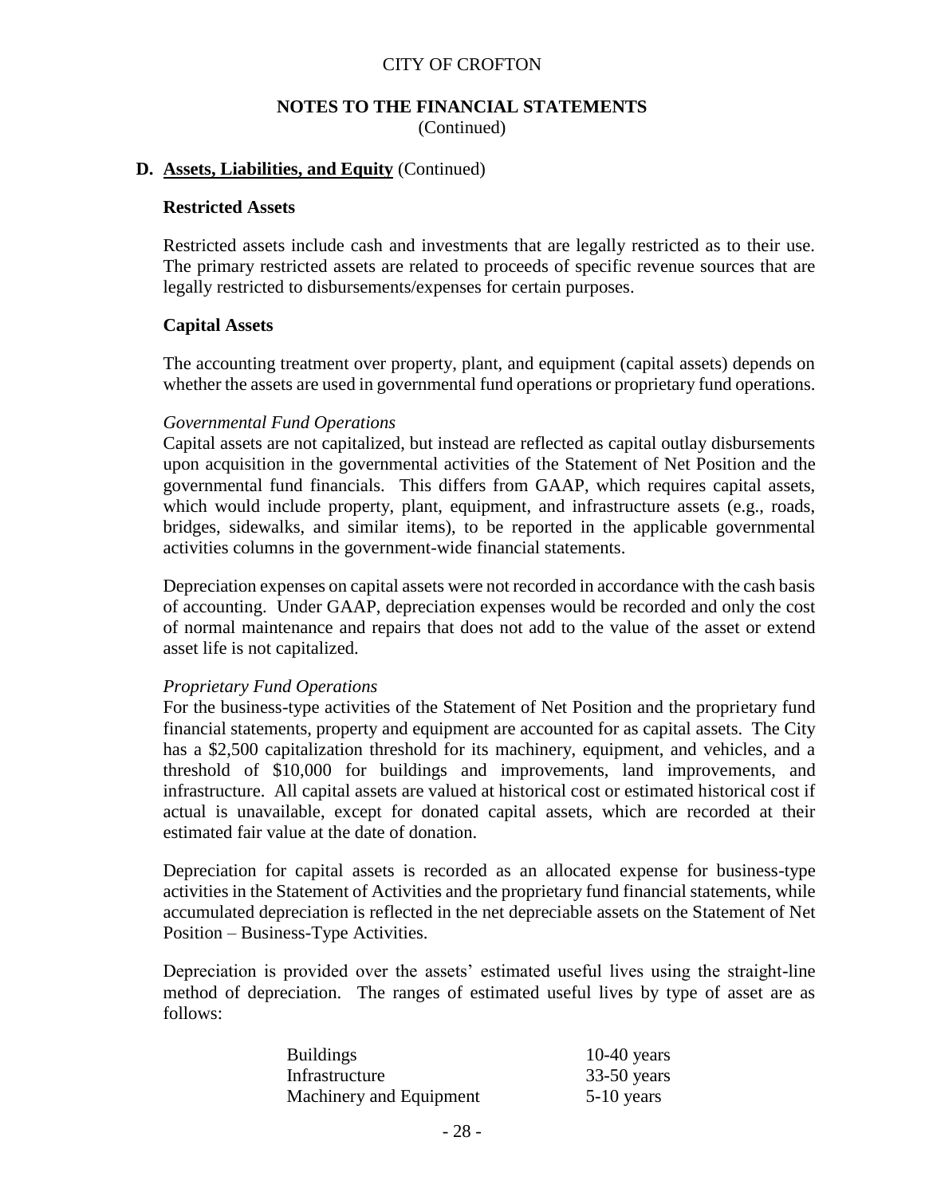CITY OF CROFTON

**NOTES TO THE FINANCIAL STATEMENTS**
(Continued)

**D. Assets, Liabilities, and Equity** (Continued)

**Restricted Assets**

Restricted assets include cash and investments that are legally restricted as to their use. The primary restricted assets are related to proceeds of specific revenue sources that are legally restricted to disbursements/expenses for certain purposes.

**Capital Assets**

The accounting treatment over property, plant, and equipment (capital assets) depends on whether the assets are used in governmental fund operations or proprietary fund operations.

*Governmental Fund Operations*

Capital assets are not capitalized, but instead are reflected as capital outlay disbursements upon acquisition in the governmental activities of the Statement of Net Position and the governmental fund financials. This differs from GAAP, which requires capital assets, which would include property, plant, equipment, and infrastructure assets (e.g., roads, bridges, sidewalks, and similar items), to be reported in the applicable governmental activities columns in the government-wide financial statements.

Depreciation expenses on capital assets were not recorded in accordance with the cash basis of accounting. Under GAAP, depreciation expenses would be recorded and only the cost of normal maintenance and repairs that does not add to the value of the asset or extend asset life is not capitalized.

*Proprietary Fund Operations*

For the business-type activities of the Statement of Net Position and the proprietary fund financial statements, property and equipment are accounted for as capital assets. The City has a $2,500 capitalization threshold for its machinery, equipment, and vehicles, and a threshold of $10,000 for buildings and improvements, land improvements, and infrastructure. All capital assets are valued at historical cost or estimated historical cost if actual is unavailable, except for donated capital assets, which are recorded at their estimated fair value at the date of donation.

Depreciation for capital assets is recorded as an allocated expense for business-type activities in the Statement of Activities and the proprietary fund financial statements, while accumulated depreciation is reflected in the net depreciable assets on the Statement of Net Position – Business-Type Activities.

Depreciation is provided over the assets' estimated useful lives using the straight-line method of depreciation. The ranges of estimated useful lives by type of asset are as follows:

| | |
|---|---|
| Buildings | 10-40 years |
| Infrastructure | 33-50 years |
| Machinery and Equipment | 5-10 years |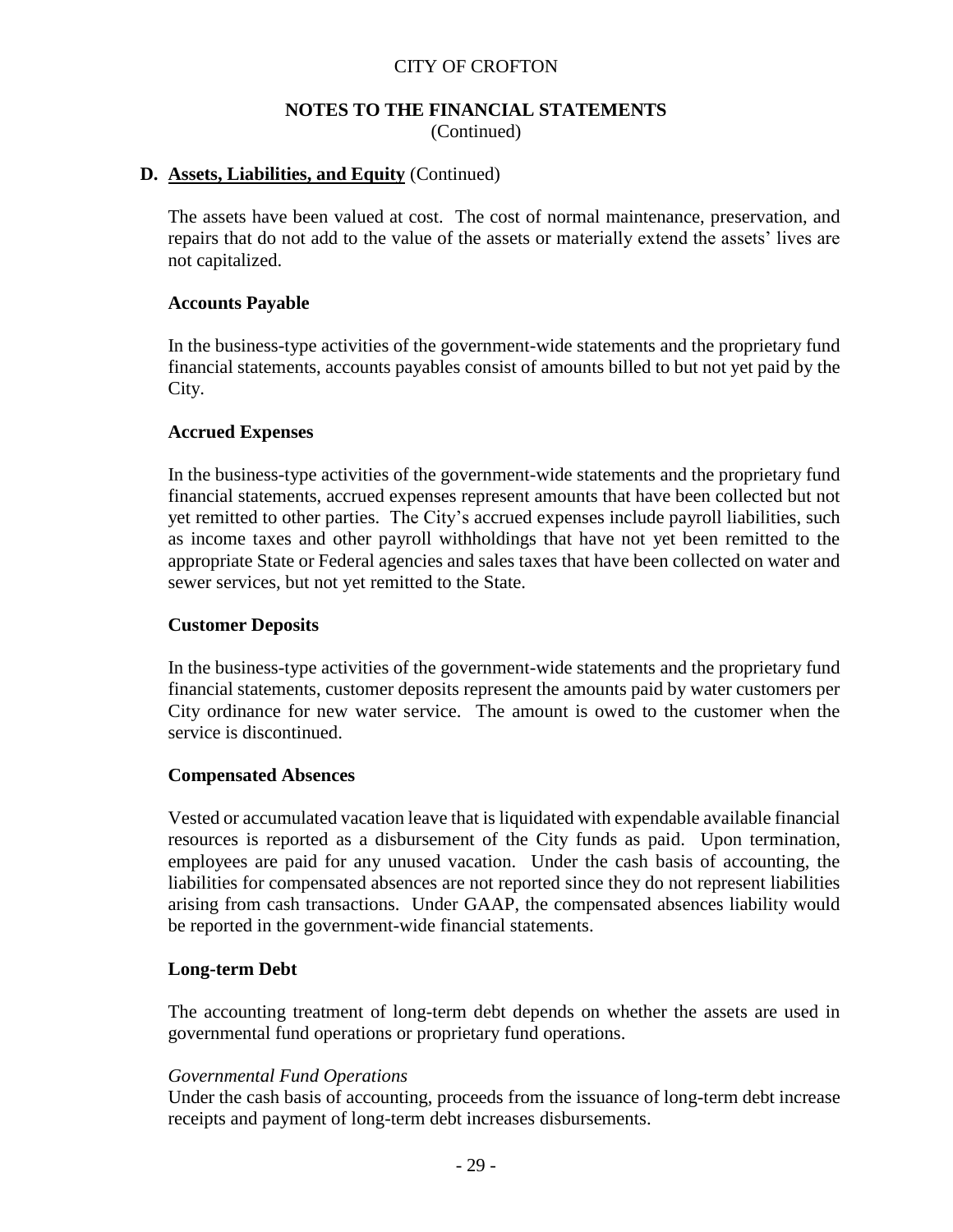## D. Assets, Liabilities, and Equity (Continued)

The assets have been valued at cost. The cost of normal maintenance, preservation, and repairs that do not add to the value of the assets or materially extend the assets' lives are not capitalized.

### Accounts Payable

In the business-type activities of the government-wide statements and the proprietary fund financial statements, accounts payables consist of amounts billed to but not yet paid by the City.

### Accrued Expenses

In the business-type activities of the government-wide statements and the proprietary fund financial statements, accrued expenses represent amounts that have been collected but not yet remitted to other parties. The City's accrued expenses include payroll liabilities, such as income taxes and other payroll withholdings that have not yet been remitted to the appropriate State or Federal agencies and sales taxes that have been collected on water and sewer services, but not yet remitted to the State.

### Customer Deposits

In the business-type activities of the government-wide statements and the proprietary fund financial statements, customer deposits represent the amounts paid by water customers per City ordinance for new water service. The amount is owed to the customer when the service is discontinued.

### Compensated Absences

Vested or accumulated vacation leave that is liquidated with expendable available financial resources is reported as a disbursement of the City funds as paid. Upon termination, employees are paid for any unused vacation. Under the cash basis of accounting, the liabilities for compensated absences are not reported since they do not represent liabilities arising from cash transactions. Under GAAP, the compensated absences liability would be reported in the government-wide financial statements.

### Long-term Debt

The accounting treatment of long-term debt depends on whether the assets are used in governmental fund operations or proprietary fund operations.

*Governmental Fund Operations*
Under the cash basis of accounting, proceeds from the issuance of long-term debt increase receipts and payment of long-term debt increases disbursements.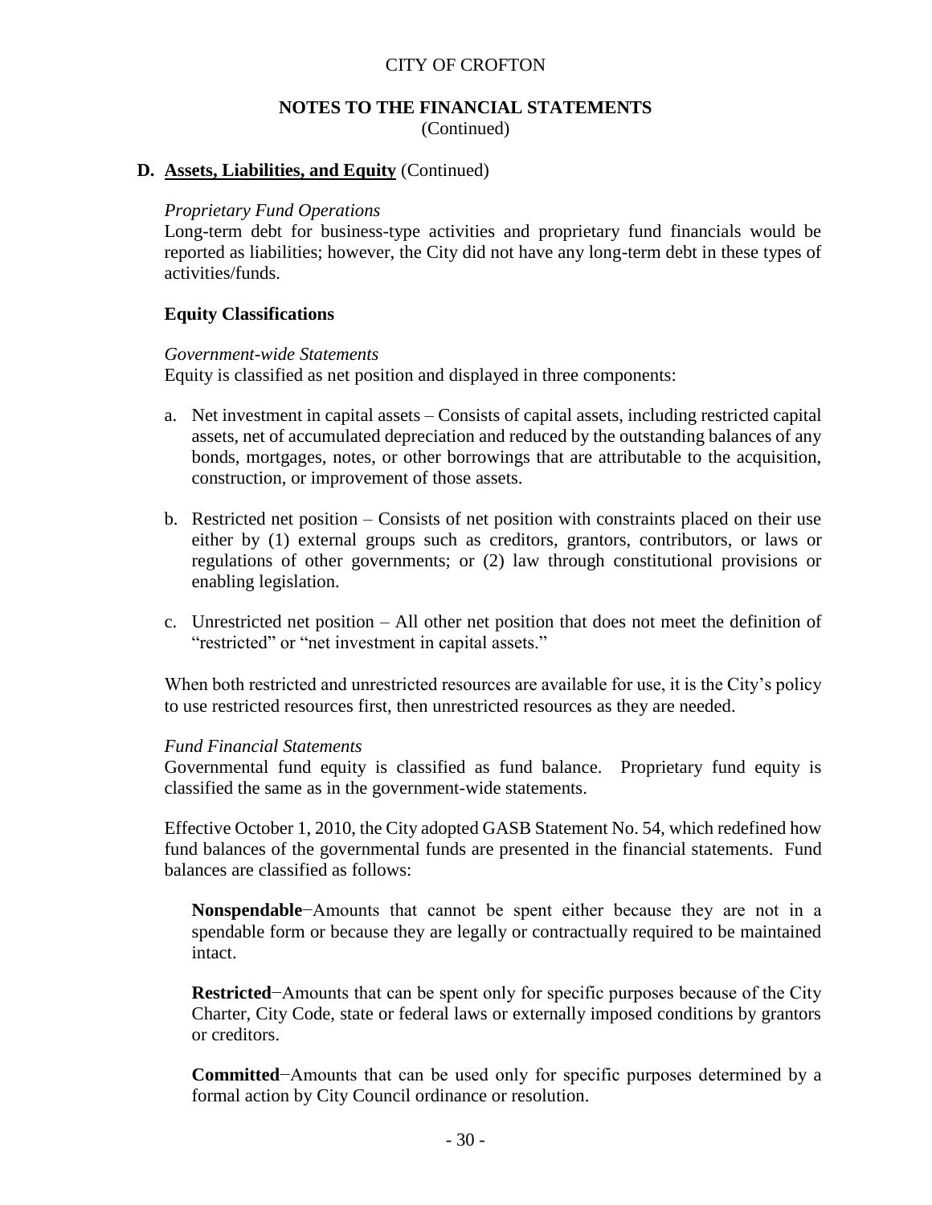**D. Assets, Liabilities, and Equity** (Continued)

*Proprietary Fund Operations*

Long-term debt for business-type activities and proprietary fund financials would be reported as liabilities; however, the City did not have any long-term debt in these types of activities/funds.

**Equity Classifications**

*Government-wide Statements*

Equity is classified as net position and displayed in three components:

a. Net investment in capital assets – Consists of capital assets, including restricted capital assets, net of accumulated depreciation and reduced by the outstanding balances of any bonds, mortgages, notes, or other borrowings that are attributable to the acquisition, construction, or improvement of those assets.

b. Restricted net position – Consists of net position with constraints placed on their use either by (1) external groups such as creditors, grantors, contributors, or laws or regulations of other governments; or (2) law through constitutional provisions or enabling legislation.

c. Unrestricted net position – All other net position that does not meet the definition of "restricted" or "net investment in capital assets."

When both restricted and unrestricted resources are available for use, it is the City's policy to use restricted resources first, then unrestricted resources as they are needed.

*Fund Financial Statements*

Governmental fund equity is classified as fund balance. Proprietary fund equity is classified the same as in the government-wide statements.

Effective October 1, 2010, the City adopted GASB Statement No. 54, which redefined how fund balances of the governmental funds are presented in the financial statements. Fund balances are classified as follows:

**Nonspendable**−Amounts that cannot be spent either because they are not in a spendable form or because they are legally or contractually required to be maintained intact.

**Restricted**−Amounts that can be spent only for specific purposes because of the City Charter, City Code, state or federal laws or externally imposed conditions by grantors or creditors.

**Committed**−Amounts that can be used only for specific purposes determined by a formal action by City Council ordinance or resolution.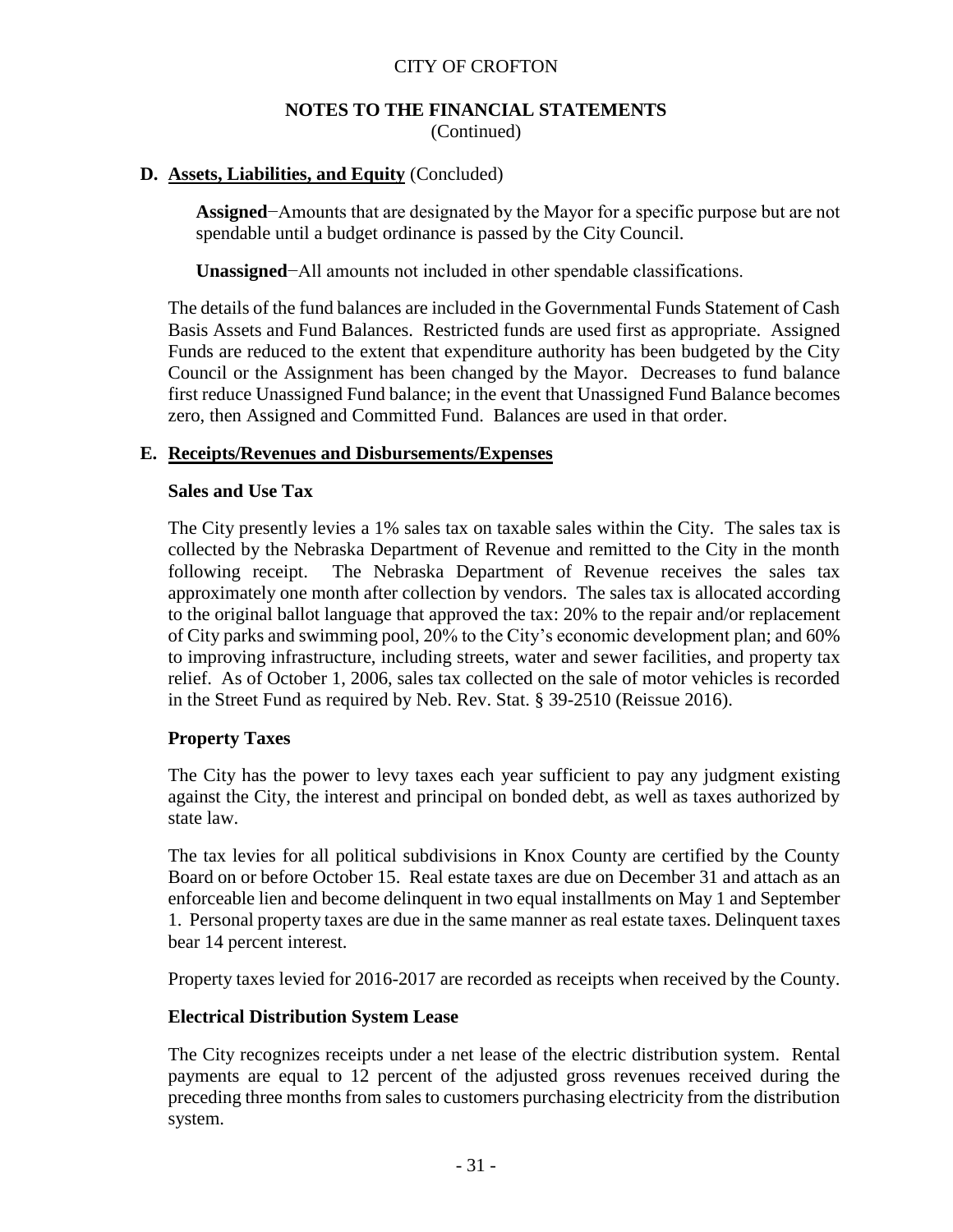CITY OF CROFTON

**NOTES TO THE FINANCIAL STATEMENTS**
(Continued)

**D. Assets, Liabilities, and Equity** (Concluded)

**Assigned**−Amounts that are designated by the Mayor for a specific purpose but are not spendable until a budget ordinance is passed by the City Council.

**Unassigned**−All amounts not included in other spendable classifications.

The details of the fund balances are included in the Governmental Funds Statement of Cash Basis Assets and Fund Balances. Restricted funds are used first as appropriate. Assigned Funds are reduced to the extent that expenditure authority has been budgeted by the City Council or the Assignment has been changed by the Mayor. Decreases to fund balance first reduce Unassigned Fund balance; in the event that Unassigned Fund Balance becomes zero, then Assigned and Committed Fund. Balances are used in that order.

**E. Receipts/Revenues and Disbursements/Expenses**

**Sales and Use Tax**

The City presently levies a 1% sales tax on taxable sales within the City. The sales tax is collected by the Nebraska Department of Revenue and remitted to the City in the month following receipt. The Nebraska Department of Revenue receives the sales tax approximately one month after collection by vendors. The sales tax is allocated according to the original ballot language that approved the tax: 20% to the repair and/or replacement of City parks and swimming pool, 20% to the City's economic development plan; and 60% to improving infrastructure, including streets, water and sewer facilities, and property tax relief. As of October 1, 2006, sales tax collected on the sale of motor vehicles is recorded in the Street Fund as required by Neb. Rev. Stat. § 39-2510 (Reissue 2016).

**Property Taxes**

The City has the power to levy taxes each year sufficient to pay any judgment existing against the City, the interest and principal on bonded debt, as well as taxes authorized by state law.

The tax levies for all political subdivisions in Knox County are certified by the County Board on or before October 15. Real estate taxes are due on December 31 and attach as an enforceable lien and become delinquent in two equal installments on May 1 and September 1. Personal property taxes are due in the same manner as real estate taxes. Delinquent taxes bear 14 percent interest.

Property taxes levied for 2016-2017 are recorded as receipts when received by the County.

**Electrical Distribution System Lease**

The City recognizes receipts under a net lease of the electric distribution system. Rental payments are equal to 12 percent of the adjusted gross revenues received during the preceding three months from sales to customers purchasing electricity from the distribution system.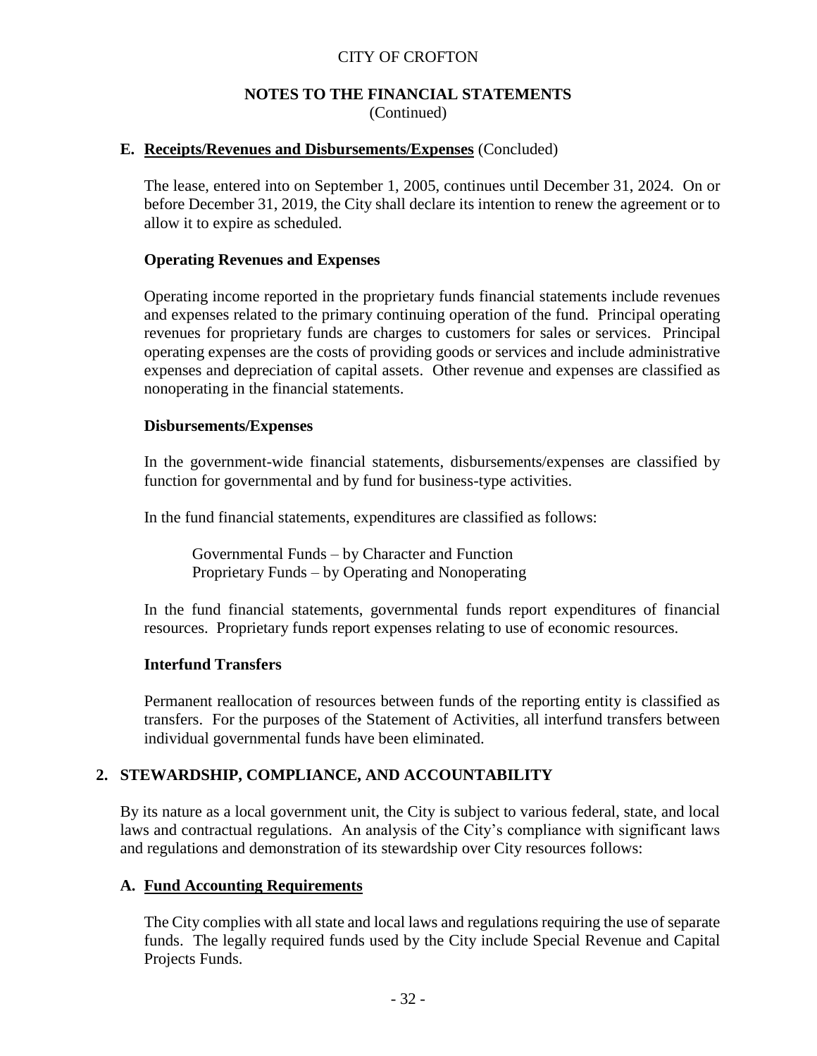CITY OF CROFTON

**NOTES TO THE FINANCIAL STATEMENTS**
(Continued)

### E. Receipts/Revenues and Disbursements/Expenses (Concluded)

The lease, entered into on September 1, 2005, continues until December 31, 2024. On or before December 31, 2019, the City shall declare its intention to renew the agreement or to allow it to expire as scheduled.

**Operating Revenues and Expenses**

Operating income reported in the proprietary funds financial statements include revenues and expenses related to the primary continuing operation of the fund. Principal operating revenues for proprietary funds are charges to customers for sales or services. Principal operating expenses are the costs of providing goods or services and include administrative expenses and depreciation of capital assets. Other revenue and expenses are classified as nonoperating in the financial statements.

**Disbursements/Expenses**

In the government-wide financial statements, disbursements/expenses are classified by function for governmental and by fund for business-type activities.

In the fund financial statements, expenditures are classified as follows:

Governmental Funds – by Character and Function
Proprietary Funds – by Operating and Nonoperating

In the fund financial statements, governmental funds report expenditures of financial resources. Proprietary funds report expenses relating to use of economic resources.

**Interfund Transfers**

Permanent reallocation of resources between funds of the reporting entity is classified as transfers. For the purposes of the Statement of Activities, all interfund transfers between individual governmental funds have been eliminated.

## 2. STEWARDSHIP, COMPLIANCE, AND ACCOUNTABILITY

By its nature as a local government unit, the City is subject to various federal, state, and local laws and contractual regulations. An analysis of the City's compliance with significant laws and regulations and demonstration of its stewardship over City resources follows:

### A. Fund Accounting Requirements

The City complies with all state and local laws and regulations requiring the use of separate funds. The legally required funds used by the City include Special Revenue and Capital Projects Funds.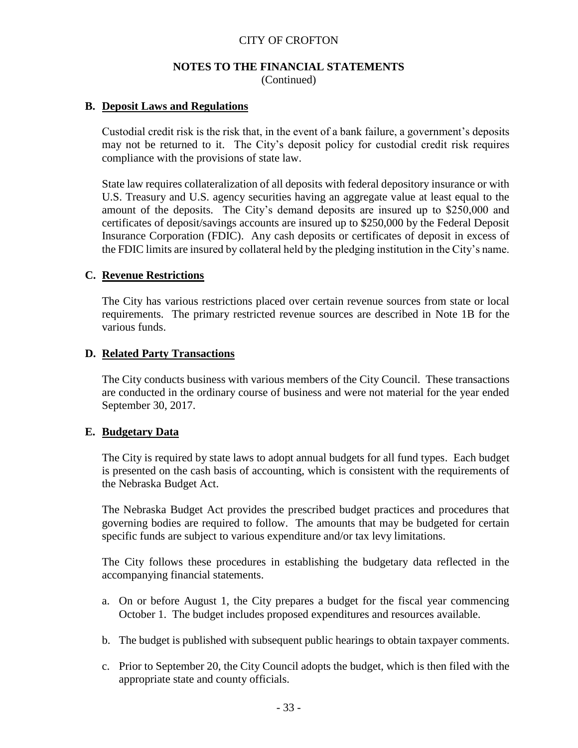### B. Deposit Laws and Regulations

Custodial credit risk is the risk that, in the event of a bank failure, a government's deposits may not be returned to it. The City's deposit policy for custodial credit risk requires compliance with the provisions of state law.

State law requires collateralization of all deposits with federal depository insurance or with U.S. Treasury and U.S. agency securities having an aggregate value at least equal to the amount of the deposits. The City's demand deposits are insured up to $250,000 and certificates of deposit/savings accounts are insured up to $250,000 by the Federal Deposit Insurance Corporation (FDIC). Any cash deposits or certificates of deposit in excess of the FDIC limits are insured by collateral held by the pledging institution in the City's name.

### C. Revenue Restrictions

The City has various restrictions placed over certain revenue sources from state or local requirements. The primary restricted revenue sources are described in Note 1B for the various funds.

### D. Related Party Transactions

The City conducts business with various members of the City Council. These transactions are conducted in the ordinary course of business and were not material for the year ended September 30, 2017.

### E. Budgetary Data

The City is required by state laws to adopt annual budgets for all fund types. Each budget is presented on the cash basis of accounting, which is consistent with the requirements of the Nebraska Budget Act.

The Nebraska Budget Act provides the prescribed budget practices and procedures that governing bodies are required to follow. The amounts that may be budgeted for certain specific funds are subject to various expenditure and/or tax levy limitations.

The City follows these procedures in establishing the budgetary data reflected in the accompanying financial statements.

a. On or before August 1, the City prepares a budget for the fiscal year commencing October 1. The budget includes proposed expenditures and resources available.

b. The budget is published with subsequent public hearings to obtain taxpayer comments.

c. Prior to September 20, the City Council adopts the budget, which is then filed with the appropriate state and county officials.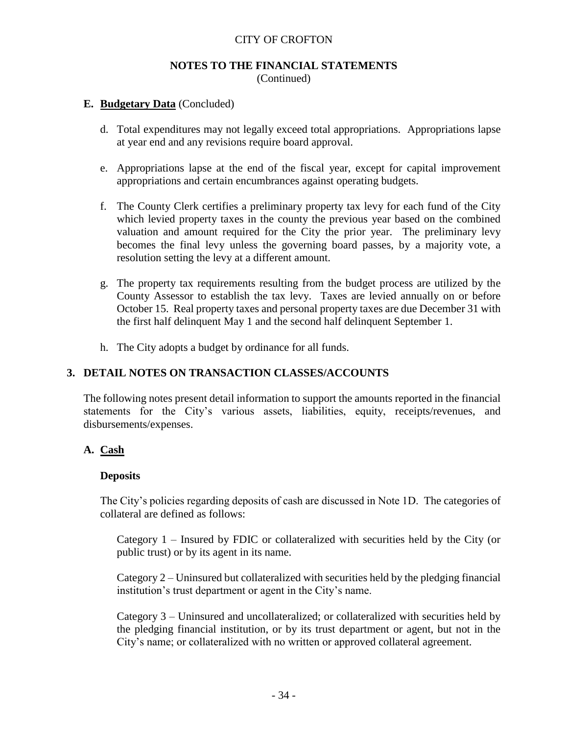## E. Budgetary Data (Concluded)

d. Total expenditures may not legally exceed total appropriations. Appropriations lapse at year end and any revisions require board approval.

e. Appropriations lapse at the end of the fiscal year, except for capital improvement appropriations and certain encumbrances against operating budgets.

f. The County Clerk certifies a preliminary property tax levy for each fund of the City which levied property taxes in the county the previous year based on the combined valuation and amount required for the City the prior year. The preliminary levy becomes the final levy unless the governing board passes, by a majority vote, a resolution setting the levy at a different amount.

g. The property tax requirements resulting from the budget process are utilized by the County Assessor to establish the tax levy. Taxes are levied annually on or before October 15. Real property taxes and personal property taxes are due December 31 with the first half delinquent May 1 and the second half delinquent September 1.

h. The City adopts a budget by ordinance for all funds.

# 3. DETAIL NOTES ON TRANSACTION CLASSES/ACCOUNTS

The following notes present detail information to support the amounts reported in the financial statements for the City's various assets, liabilities, equity, receipts/revenues, and disbursements/expenses.

## A. Cash

### Deposits

The City's policies regarding deposits of cash are discussed in Note 1D. The categories of collateral are defined as follows:

Category 1 – Insured by FDIC or collateralized with securities held by the City (or public trust) or by its agent in its name.

Category 2 – Uninsured but collateralized with securities held by the pledging financial institution's trust department or agent in the City's name.

Category 3 – Uninsured and uncollateralized; or collateralized with securities held by the pledging financial institution, or by its trust department or agent, but not in the City's name; or collateralized with no written or approved collateral agreement.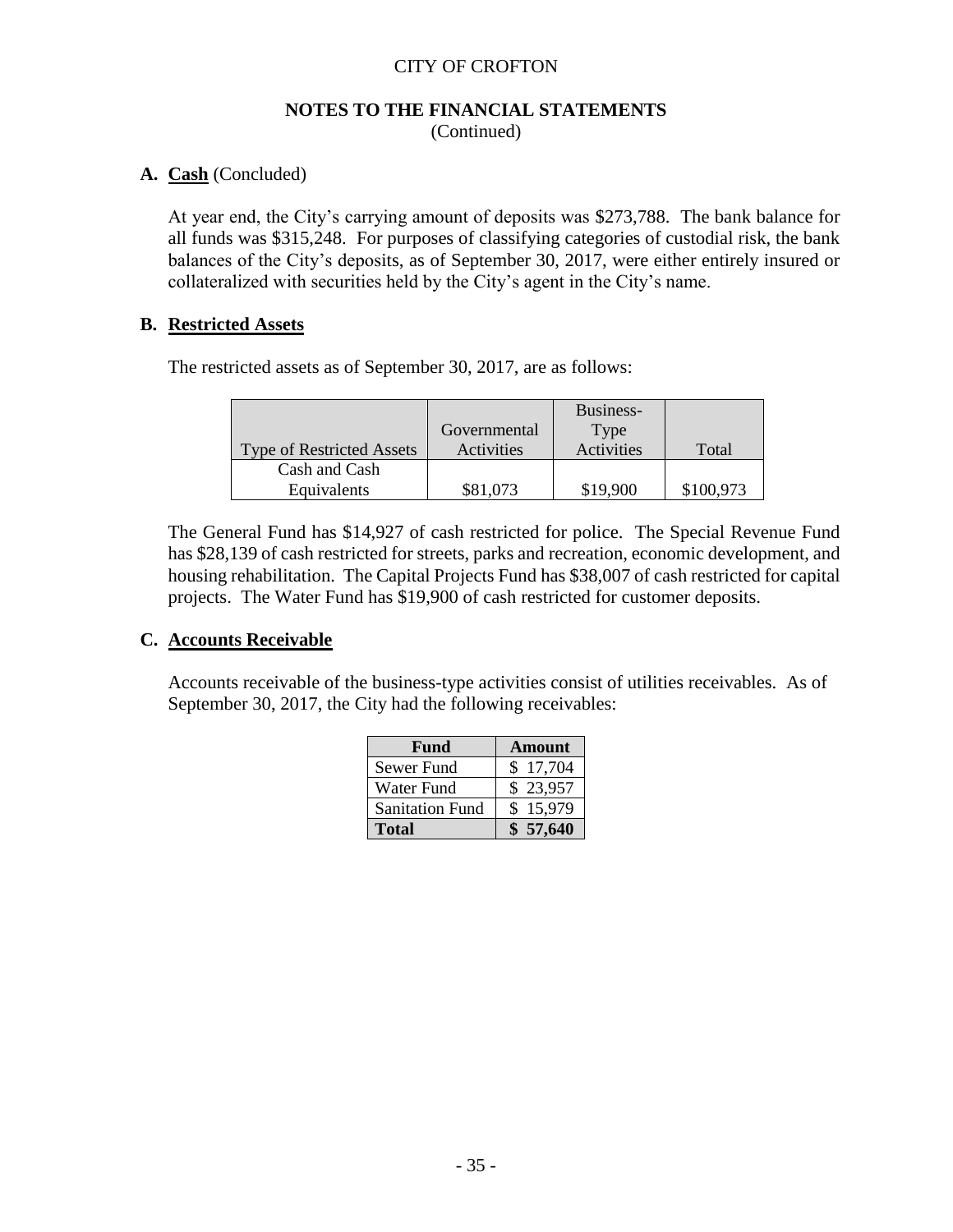CITY OF CROFTON

**NOTES TO THE FINANCIAL STATEMENTS**
(Continued)

**A. <u>Cash</u>** (Concluded)

At year end, the City's carrying amount of deposits was $273,788. The bank balance for all funds was $315,248. For purposes of classifying categories of custodial risk, the bank balances of the City's deposits, as of September 30, 2017, were either entirely insured or collateralized with securities held by the City's agent in the City's name.

**B. <u>Restricted Assets</u>**

The restricted assets as of September 30, 2017, are as follows:

| Type of Restricted Assets | Governmental Activities | Business-Type Activities | Total |
|---|---|---|---|
| Cash and Cash Equivalents | $81,073 | $19,900 | $100,973 |

The General Fund has $14,927 of cash restricted for police. The Special Revenue Fund has $28,139 of cash restricted for streets, parks and recreation, economic development, and housing rehabilitation. The Capital Projects Fund has $38,007 of cash restricted for capital projects. The Water Fund has $19,900 of cash restricted for customer deposits.

**C. <u>Accounts Receivable</u>**

Accounts receivable of the business-type activities consist of utilities receivables. As of September 30, 2017, the City had the following receivables:

| Fund | Amount |
|---|---|
| Sewer Fund | $ 17,704 |
| Water Fund | $ 23,957 |
| Sanitation Fund | $ 15,979 |
| **Total** | **$ 57,640** |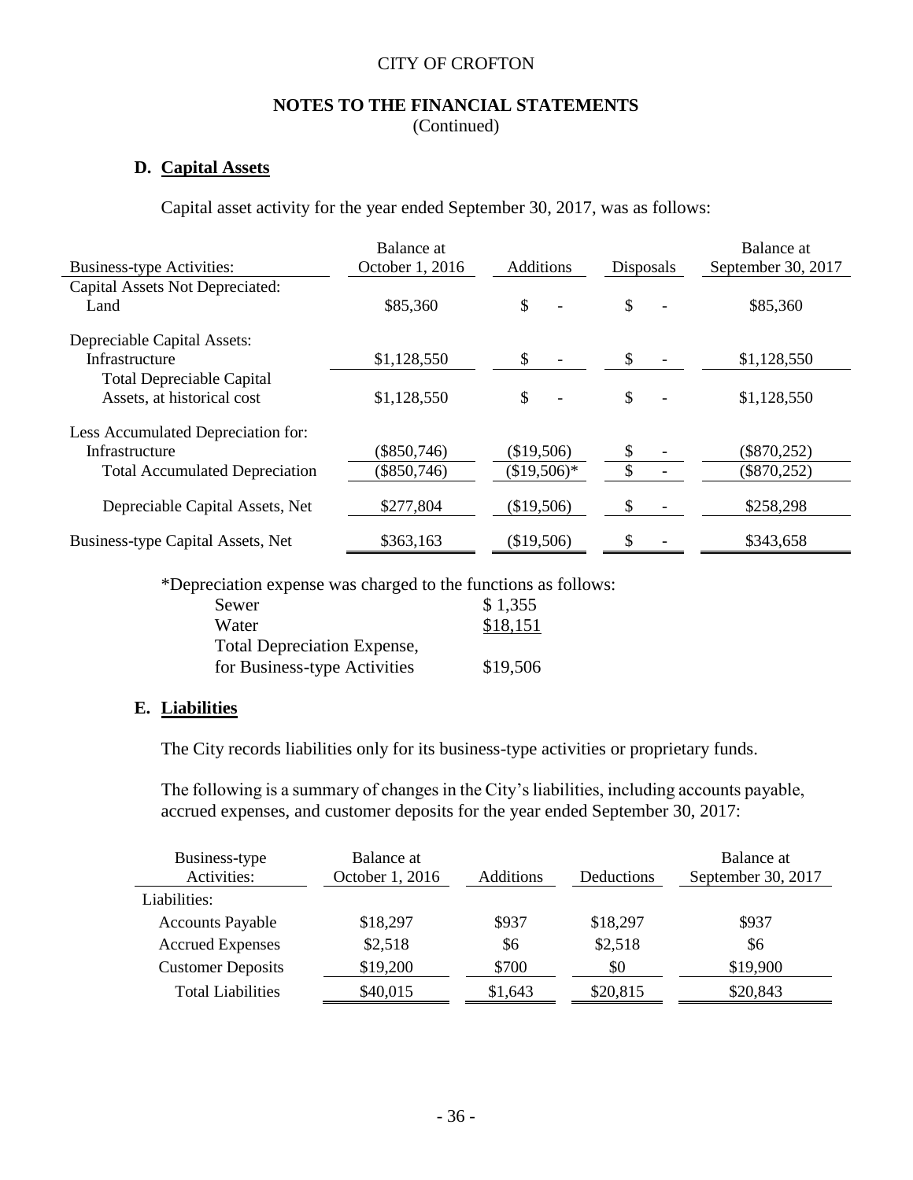CITY OF CROFTON

**NOTES TO THE FINANCIAL STATEMENTS**
(Continued)

### D. Capital Assets

Capital asset activity for the year ended September 30, 2017, was as follows:

| Business-type Activities: | Balance at October 1, 2016 | Additions | Disposals | Balance at September 30, 2017 |
|---|---|---|---|---|
| Capital Assets Not Depreciated: | | | | |
| Land | $85,360 | $ - | $ - | $85,360 |
| Depreciable Capital Assets: | | | | |
| Infrastructure | $1,128,550 | $ - | $ - | $1,128,550 |
| Total Depreciable Capital Assets, at historical cost | $1,128,550 | $ - | $ - | $1,128,550 |
| Less Accumulated Depreciation for: | | | | |
| Infrastructure | ($850,746) | ($19,506) | $ - | ($870,252) |
| Total Accumulated Depreciation | ($850,746) | ($19,506)* | $ - | ($870,252) |
| Depreciable Capital Assets, Net | $277,804 | ($19,506) | $ - | $258,298 |
| Business-type Capital Assets, Net | $363,163 | ($19,506) | $ - | $343,658 |

*Depreciation expense was charged to the functions as follows:

| | |
|---|---|
| Sewer | $ 1,355 |
| Water | $18,151 |
| Total Depreciation Expense, for Business-type Activities | $19,506 |

### E. Liabilities

The City records liabilities only for its business-type activities or proprietary funds.

The following is a summary of changes in the City's liabilities, including accounts payable, accrued expenses, and customer deposits for the year ended September 30, 2017:

| Business-type Activities: | Balance at October 1, 2016 | Additions | Deductions | Balance at September 30, 2017 |
|---|---|---|---|---|
| Liabilities: | | | | |
| Accounts Payable | $18,297 | $937 | $18,297 | $937 |
| Accrued Expenses | $2,518 | $6 | $2,518 | $6 |
| Customer Deposits | $19,200 | $700 | $0 | $19,900 |
| Total Liabilities | $40,015 | $1,643 | $20,815 | $20,843 |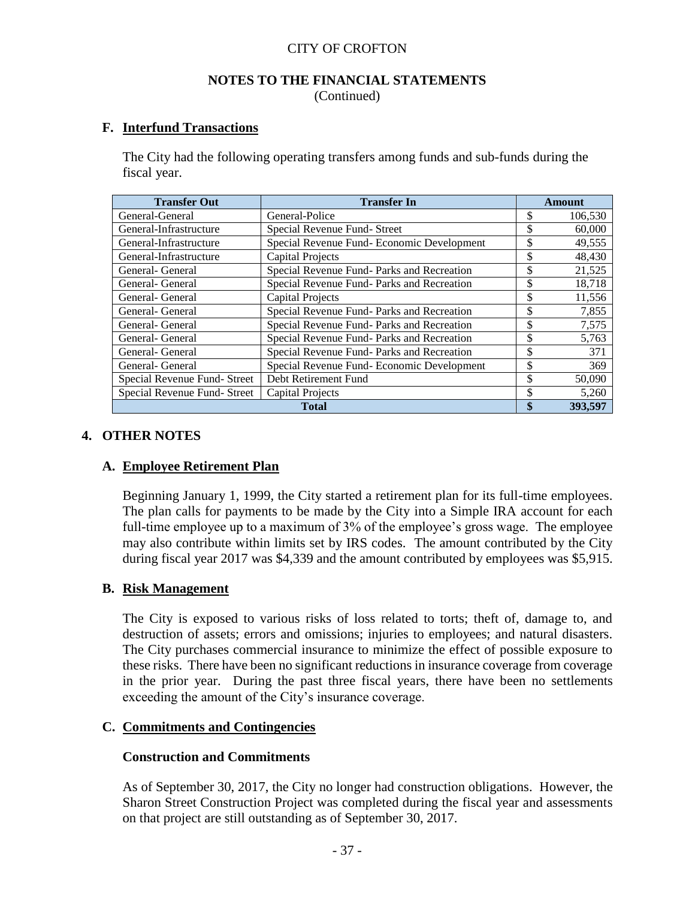CITY OF CROFTON

## NOTES TO THE FINANCIAL STATEMENTS
(Continued)

### F. Interfund Transactions

The City had the following operating transfers among funds and sub-funds during the fiscal year.

| Transfer Out | Transfer In | Amount |
|---|---|---|
| General-General | General-Police | $ 106,530 |
| General-Infrastructure | Special Revenue Fund- Street | $ 60,000 |
| General-Infrastructure | Special Revenue Fund- Economic Development | $ 49,555 |
| General-Infrastructure | Capital Projects | $ 48,430 |
| General- General | Special Revenue Fund- Parks and Recreation | $ 21,525 |
| General- General | Special Revenue Fund- Parks and Recreation | $ 18,718 |
| General- General | Capital Projects | $ 11,556 |
| General- General | Special Revenue Fund- Parks and Recreation | $ 7,855 |
| General- General | Special Revenue Fund- Parks and Recreation | $ 7,575 |
| General- General | Special Revenue Fund- Parks and Recreation | $ 5,763 |
| General- General | Special Revenue Fund- Parks and Recreation | $ 371 |
| General- General | Special Revenue Fund- Economic Development | $ 369 |
| Special Revenue Fund- Street | Debt Retirement Fund | $ 50,090 |
| Special Revenue Fund- Street | Capital Projects | $ 5,260 |
| **Total** | | **$ 393,597** |

## 4. OTHER NOTES

### A. Employee Retirement Plan

Beginning January 1, 1999, the City started a retirement plan for its full-time employees. The plan calls for payments to be made by the City into a Simple IRA account for each full-time employee up to a maximum of 3% of the employee's gross wage. The employee may also contribute within limits set by IRS codes. The amount contributed by the City during fiscal year 2017 was $4,339 and the amount contributed by employees was $5,915.

### B. Risk Management

The City is exposed to various risks of loss related to torts; theft of, damage to, and destruction of assets; errors and omissions; injuries to employees; and natural disasters. The City purchases commercial insurance to minimize the effect of possible exposure to these risks. There have been no significant reductions in insurance coverage from coverage in the prior year. During the past three fiscal years, there have been no settlements exceeding the amount of the City's insurance coverage.

### C. Commitments and Contingencies

**Construction and Commitments**

As of September 30, 2017, the City no longer had construction obligations. However, the Sharon Street Construction Project was completed during the fiscal year and assessments on that project are still outstanding as of September 30, 2017.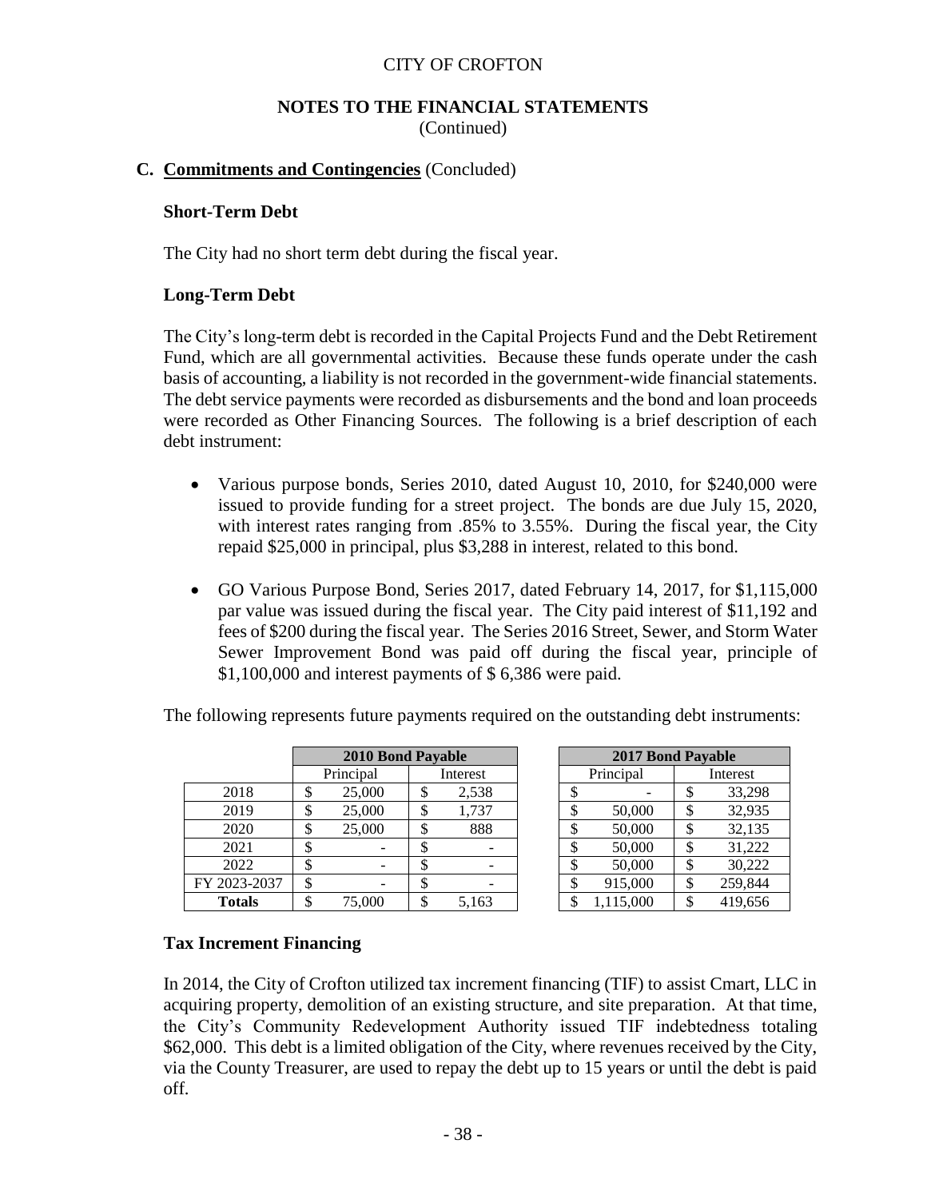CITY OF CROFTON

**NOTES TO THE FINANCIAL STATEMENTS**
(Continued)

## C. Commitments and Contingencies (Concluded)

### Short-Term Debt

The City had no short term debt during the fiscal year.

### Long-Term Debt

The City's long-term debt is recorded in the Capital Projects Fund and the Debt Retirement Fund, which are all governmental activities. Because these funds operate under the cash basis of accounting, a liability is not recorded in the government-wide financial statements. The debt service payments were recorded as disbursements and the bond and loan proceeds were recorded as Other Financing Sources. The following is a brief description of each debt instrument:

- Various purpose bonds, Series 2010, dated August 10, 2010, for $240,000 were issued to provide funding for a street project. The bonds are due July 15, 2020, with interest rates ranging from .85% to 3.55%. During the fiscal year, the City repaid $25,000 in principal, plus $3,288 in interest, related to this bond.

- GO Various Purpose Bond, Series 2017, dated February 14, 2017, for $1,115,000 par value was issued during the fiscal year. The City paid interest of $11,192 and fees of $200 during the fiscal year. The Series 2016 Street, Sewer, and Storm Water Sewer Improvement Bond was paid off during the fiscal year, principle of $1,100,000 and interest payments of $ 6,386 were paid.

The following represents future payments required on the outstanding debt instruments:

| | 2010 Bond Payable | | 2017 Bond Payable | |
|---|---|---|---|---|
| | Principal | Interest | Principal | Interest |
| 2018 | $ 25,000 | $ 2,538 | $ - | $ 33,298 |
| 2019 | $ 25,000 | $ 1,737 | $ 50,000 | $ 32,935 |
| 2020 | $ 25,000 | $ 888 | $ 50,000 | $ 32,135 |
| 2021 | $ - | $ - | $ 50,000 | $ 31,222 |
| 2022 | $ - | $ - | $ 50,000 | $ 30,222 |
| FY 2023-2037 | $ - | $ - | $ 915,000 | $ 259,844 |
| **Totals** | $ 75,000 | $ 5,163 | $ 1,115,000 | $ 419,656 |

### Tax Increment Financing

In 2014, the City of Crofton utilized tax increment financing (TIF) to assist Cmart, LLC in acquiring property, demolition of an existing structure, and site preparation. At that time, the City's Community Redevelopment Authority issued TIF indebtedness totaling $62,000. This debt is a limited obligation of the City, where revenues received by the City, via the County Treasurer, are used to repay the debt up to 15 years or until the debt is paid off.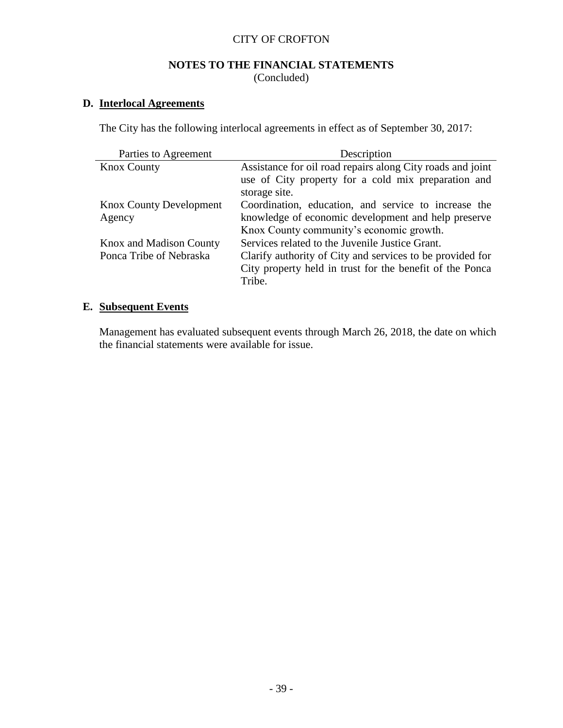CITY OF CROFTON

**NOTES TO THE FINANCIAL STATEMENTS**
(Concluded)

**D. Interlocal Agreements**

The City has the following interlocal agreements in effect as of September 30, 2017:

| Parties to Agreement | Description |
|---|---|
| Knox County | Assistance for oil road repairs along City roads and joint use of City property for a cold mix preparation and storage site. |
| Knox County Development Agency | Coordination, education, and service to increase the knowledge of economic development and help preserve Knox County community's economic growth. |
| Knox and Madison County | Services related to the Juvenile Justice Grant. |
| Ponca Tribe of Nebraska | Clarify authority of City and services to be provided for City property held in trust for the benefit of the Ponca Tribe. |

**E. Subsequent Events**

Management has evaluated subsequent events through March 26, 2018, the date on which the financial statements were available for issue.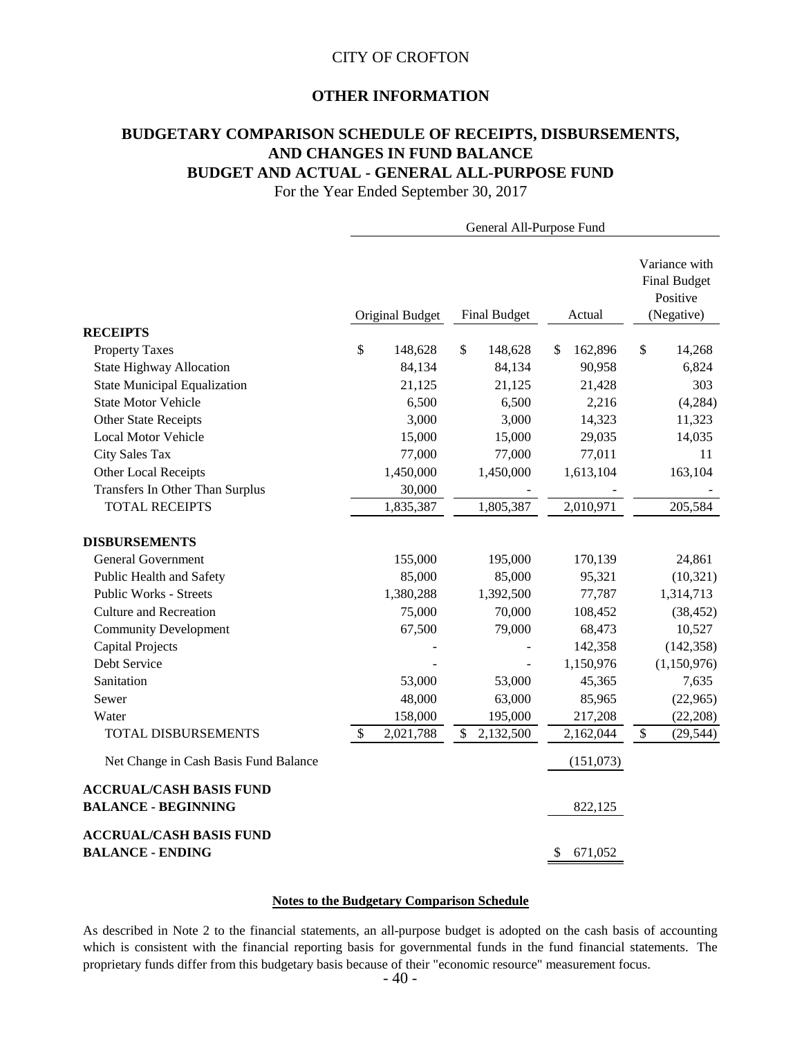CITY OF CROFTON

## OTHER INFORMATION

## BUDGETARY COMPARISON SCHEDULE OF RECEIPTS, DISBURSEMENTS, AND CHANGES IN FUND BALANCE
## BUDGET AND ACTUAL - GENERAL ALL-PURPOSE FUND

For the Year Ended September 30, 2017

| | General All-Purpose Fund | | | |
|---|---|---|---|---|
| | Original Budget | Final Budget | Actual | Variance with Final Budget Positive (Negative) |
| **RECEIPTS** | | | | |
| Property Taxes | $ 148,628 | $ 148,628 | $ 162,896 | $ 14,268 |
| State Highway Allocation | 84,134 | 84,134 | 90,958 | 6,824 |
| State Municipal Equalization | 21,125 | 21,125 | 21,428 | 303 |
| State Motor Vehicle | 6,500 | 6,500 | 2,216 | (4,284) |
| Other State Receipts | 3,000 | 3,000 | 14,323 | 11,323 |
| Local Motor Vehicle | 15,000 | 15,000 | 29,035 | 14,035 |
| City Sales Tax | 77,000 | 77,000 | 77,011 | 11 |
| Other Local Receipts | 1,450,000 | 1,450,000 | 1,613,104 | 163,104 |
| Transfers In Other Than Surplus | 30,000 | - | - | - |
| TOTAL RECEIPTS | 1,835,387 | 1,805,387 | 2,010,971 | 205,584 |
| **DISBURSEMENTS** | | | | |
| General Government | 155,000 | 195,000 | 170,139 | 24,861 |
| Public Health and Safety | 85,000 | 85,000 | 95,321 | (10,321) |
| Public Works - Streets | 1,380,288 | 1,392,500 | 77,787 | 1,314,713 |
| Culture and Recreation | 75,000 | 70,000 | 108,452 | (38,452) |
| Community Development | 67,500 | 79,000 | 68,473 | 10,527 |
| Capital Projects | - | - | 142,358 | (142,358) |
| Debt Service | - | - | 1,150,976 | (1,150,976) |
| Sanitation | 53,000 | 53,000 | 45,365 | 7,635 |
| Sewer | 48,000 | 63,000 | 85,965 | (22,965) |
| Water | 158,000 | 195,000 | 217,208 | (22,208) |
| TOTAL DISBURSEMENTS | $ 2,021,788 | $ 2,132,500 | 2,162,044 | $ (29,544) |
| Net Change in Cash Basis Fund Balance | | | (151,073) | |
| **ACCRUAL/CASH BASIS FUND BALANCE - BEGINNING** | | | 822,125 | |
| **ACCRUAL/CASH BASIS FUND BALANCE - ENDING** | | | $ 671,052 | |

**Notes to the Budgetary Comparison Schedule**

As described in Note 2 to the financial statements, an all-purpose budget is adopted on the cash basis of accounting which is consistent with the financial reporting basis for governmental funds in the fund financial statements. The proprietary funds differ from this budgetary basis because of their "economic resource" measurement focus.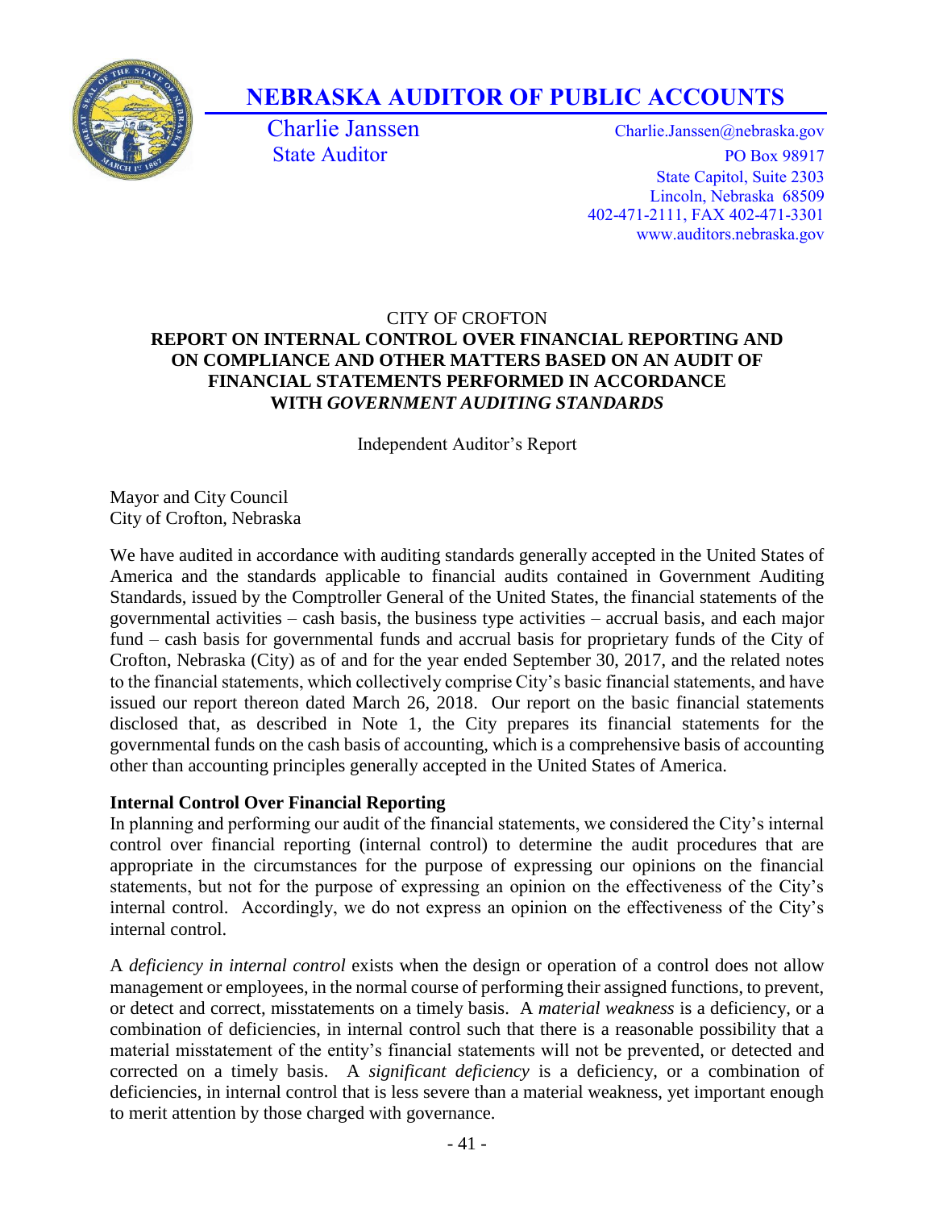# NEBRASKA AUDITOR OF PUBLIC ACCOUNTS

Charlie Janssen
State Auditor

Charlie.Janssen@nebraska.gov
PO Box 98917
State Capitol, Suite 2303
Lincoln, Nebraska 68509
402-471-2111, FAX 402-471-3301
www.auditors.nebraska.gov

CITY OF CROFTON

## REPORT ON INTERNAL CONTROL OVER FINANCIAL REPORTING AND ON COMPLIANCE AND OTHER MATTERS BASED ON AN AUDIT OF FINANCIAL STATEMENTS PERFORMED IN ACCORDANCE WITH *GOVERNMENT AUDITING STANDARDS*

Independent Auditor's Report

Mayor and City Council
City of Crofton, Nebraska

We have audited in accordance with auditing standards generally accepted in the United States of America and the standards applicable to financial audits contained in Government Auditing Standards, issued by the Comptroller General of the United States, the financial statements of the governmental activities – cash basis, the business type activities – accrual basis, and each major fund – cash basis for governmental funds and accrual basis for proprietary funds of the City of Crofton, Nebraska (City) as of and for the year ended September 30, 2017, and the related notes to the financial statements, which collectively comprise City's basic financial statements, and have issued our report thereon dated March 26, 2018. Our report on the basic financial statements disclosed that, as described in Note 1, the City prepares its financial statements for the governmental funds on the cash basis of accounting, which is a comprehensive basis of accounting other than accounting principles generally accepted in the United States of America.

**Internal Control Over Financial Reporting**

In planning and performing our audit of the financial statements, we considered the City's internal control over financial reporting (internal control) to determine the audit procedures that are appropriate in the circumstances for the purpose of expressing our opinions on the financial statements, but not for the purpose of expressing an opinion on the effectiveness of the City's internal control. Accordingly, we do not express an opinion on the effectiveness of the City's internal control.

A *deficiency in internal control* exists when the design or operation of a control does not allow management or employees, in the normal course of performing their assigned functions, to prevent, or detect and correct, misstatements on a timely basis. A *material weakness* is a deficiency, or a combination of deficiencies, in internal control such that there is a reasonable possibility that a material misstatement of the entity's financial statements will not be prevented, or detected and corrected on a timely basis. A *significant deficiency* is a deficiency, or a combination of deficiencies, in internal control that is less severe than a material weakness, yet important enough to merit attention by those charged with governance.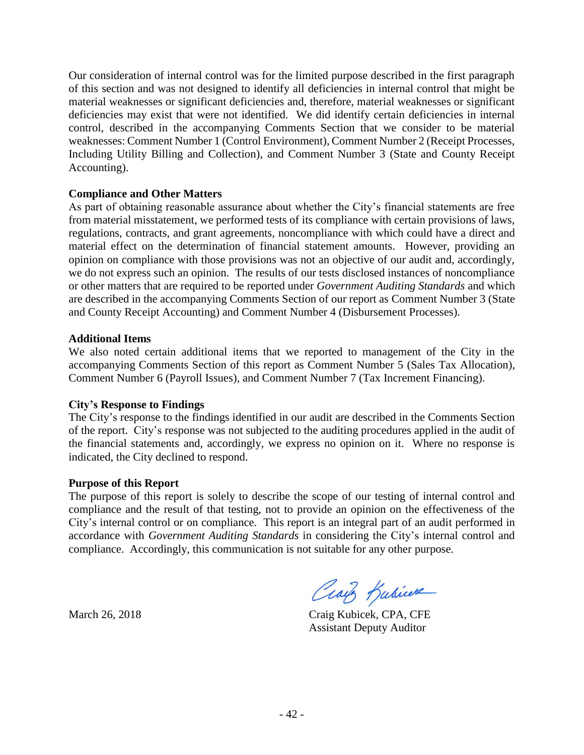Our consideration of internal control was for the limited purpose described in the first paragraph of this section and was not designed to identify all deficiencies in internal control that might be material weaknesses or significant deficiencies and, therefore, material weaknesses or significant deficiencies may exist that were not identified. We did identify certain deficiencies in internal control, described in the accompanying Comments Section that we consider to be material weaknesses: Comment Number 1 (Control Environment), Comment Number 2 (Receipt Processes, Including Utility Billing and Collection), and Comment Number 3 (State and County Receipt Accounting).

**Compliance and Other Matters**

As part of obtaining reasonable assurance about whether the City's financial statements are free from material misstatement, we performed tests of its compliance with certain provisions of laws, regulations, contracts, and grant agreements, noncompliance with which could have a direct and material effect on the determination of financial statement amounts. However, providing an opinion on compliance with those provisions was not an objective of our audit and, accordingly, we do not express such an opinion. The results of our tests disclosed instances of noncompliance or other matters that are required to be reported under *Government Auditing Standards* and which are described in the accompanying Comments Section of our report as Comment Number 3 (State and County Receipt Accounting) and Comment Number 4 (Disbursement Processes).

**Additional Items**

We also noted certain additional items that we reported to management of the City in the accompanying Comments Section of this report as Comment Number 5 (Sales Tax Allocation), Comment Number 6 (Payroll Issues), and Comment Number 7 (Tax Increment Financing).

**City's Response to Findings**

The City's response to the findings identified in our audit are described in the Comments Section of the report. City's response was not subjected to the auditing procedures applied in the audit of the financial statements and, accordingly, we express no opinion on it. Where no response is indicated, the City declined to respond.

**Purpose of this Report**

The purpose of this report is solely to describe the scope of our testing of internal control and compliance and the result of that testing, not to provide an opinion on the effectiveness of the City's internal control or on compliance. This report is an integral part of an audit performed in accordance with *Government Auditing Standards* in considering the City's internal control and compliance. Accordingly, this communication is not suitable for any other purpose.

March 26, 2018

Craig Kubicek, CPA, CFE
Assistant Deputy Auditor